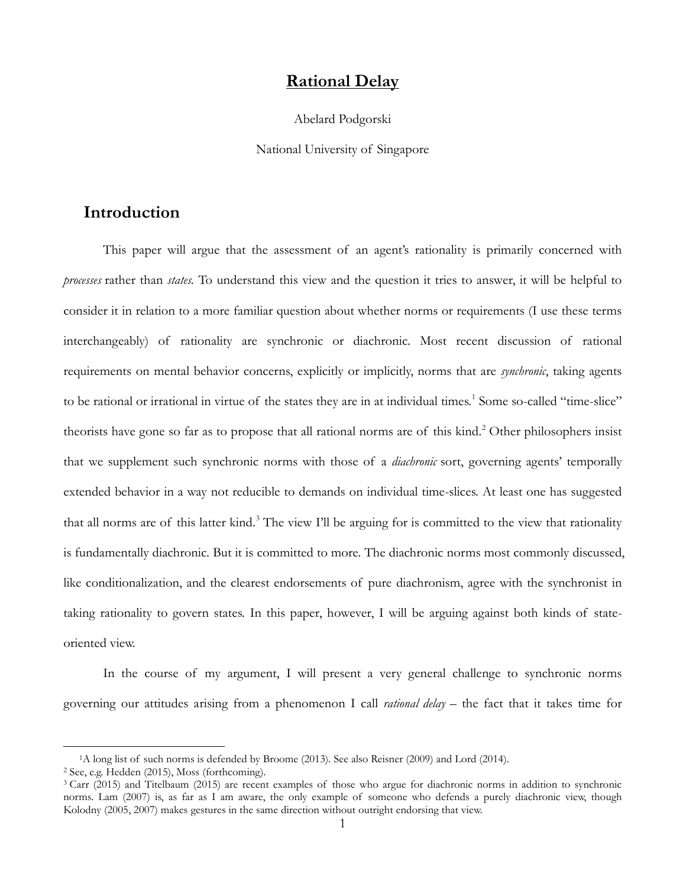# Rational Delay

Abelard Podgorski

National University of Singapore

## Introduction

This paper will argue that the assessment of an agent's rationality is primarily concerned with *processes* rather than *states*. To understand this view and the question it tries to answer, it will be helpful to consider it in relation to a more familiar question about whether norms or requirements (I use these terms interchangeably) of rationality are synchronic or diachronic. Most recent discussion of rational requirements on mental behavior concerns, explicitly or implicitly, norms that are *synchronic*, taking agents to be rational or irrational in virtue of the states they are in at individual times.[1] Some so-called "time-slice" theorists have gone so far as to propose that all rational norms are of this kind.[2] Other philosophers insist that we supplement such synchronic norms with those of a *diachronic* sort, governing agents' temporally extended behavior in a way not reducible to demands on individual time-slices. At least one has suggested that all norms are of this latter kind.[3] The view I'll be arguing for is committed to the view that rationality is fundamentally diachronic. But it is committed to more. The diachronic norms most commonly discussed, like conditionalization, and the clearest endorsements of pure diachronism, agree with the synchronist in taking rationality to govern states. In this paper, however, I will be arguing against both kinds of state-oriented view.

In the course of my argument, I will present a very general challenge to synchronic norms governing our attitudes arising from a phenomenon I call *rational delay* – the fact that it takes time for

---

[1] A long list of such norms is defended by Broome (2013). See also Reisner (2009) and Lord (2014).

[2] See, e.g. Hedden (2015), Moss (forthcoming).

[3] Carr (2015) and Titelbaum (2015) are recent examples of those who argue for diachronic norms in addition to synchronic norms. Lam (2007) is, as far as I am aware, the only example of someone who defends a purely diachronic view, though Kolodny (2005, 2007) makes gestures in the same direction without outright endorsing that view.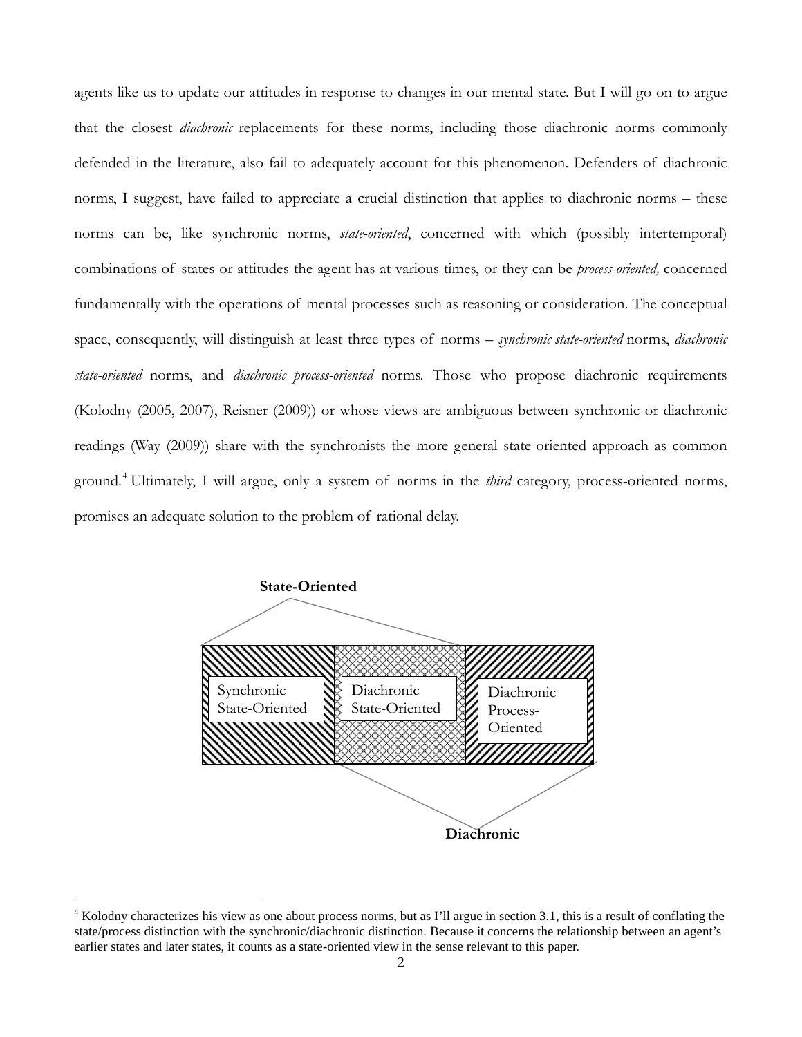agents like us to update our attitudes in response to changes in our mental state. But I will go on to argue that the closest *diachronic* replacements for these norms, including those diachronic norms commonly defended in the literature, also fail to adequately account for this phenomenon. Defenders of diachronic norms, I suggest, have failed to appreciate a crucial distinction that applies to diachronic norms – these norms can be, like synchronic norms, *state-oriented*, concerned with which (possibly intertemporal) combinations of states or attitudes the agent has at various times, or they can be *process-oriented,* concerned fundamentally with the operations of mental processes such as reasoning or consideration. The conceptual space, consequently, will distinguish at least three types of norms – *synchronic state-oriented* norms, *diachronic state-oriented* norms, and *diachronic process-oriented* norms. Those who propose diachronic requirements (Kolodny (2005, 2007), Reisner (2009)) or whose views are ambiguous between synchronic or diachronic readings (Way (2009)) share with the synchronists the more general state-oriented approach as common ground.[4] Ultimately, I will argue, only a system of norms in the *third* category, process-oriented norms, promises an adequate solution to the problem of rational delay.

**State-Oriented**

| Synchronic State-Oriented | Diachronic State-Oriented | Diachronic Process-Oriented |
|---|---|---|

**Diachronic**

[4] Kolodny characterizes his view as one about process norms, but as I'll argue in section 3.1, this is a result of conflating the state/process distinction with the synchronic/diachronic distinction. Because it concerns the relationship between an agent's earlier states and later states, it counts as a state-oriented view in the sense relevant to this paper.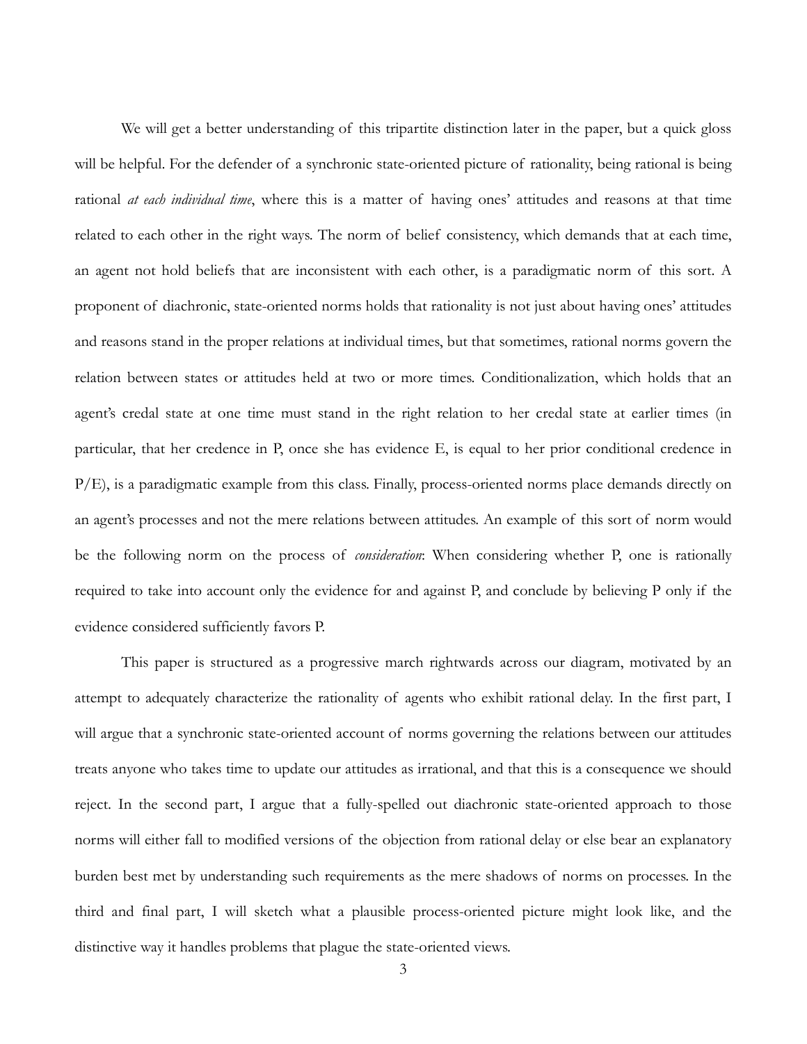We will get a better understanding of this tripartite distinction later in the paper, but a quick gloss will be helpful. For the defender of a synchronic state-oriented picture of rationality, being rational is being rational *at each individual time*, where this is a matter of having ones' attitudes and reasons at that time related to each other in the right ways. The norm of belief consistency, which demands that at each time, an agent not hold beliefs that are inconsistent with each other, is a paradigmatic norm of this sort. A proponent of diachronic, state-oriented norms holds that rationality is not just about having ones' attitudes and reasons stand in the proper relations at individual times, but that sometimes, rational norms govern the relation between states or attitudes held at two or more times. Conditionalization, which holds that an agent's credal state at one time must stand in the right relation to her credal state at earlier times (in particular, that her credence in P, once she has evidence E, is equal to her prior conditional credence in P/E), is a paradigmatic example from this class. Finally, process-oriented norms place demands directly on an agent's processes and not the mere relations between attitudes. An example of this sort of norm would be the following norm on the process of *consideration*: When considering whether P, one is rationally required to take into account only the evidence for and against P, and conclude by believing P only if the evidence considered sufficiently favors P.

This paper is structured as a progressive march rightwards across our diagram, motivated by an attempt to adequately characterize the rationality of agents who exhibit rational delay. In the first part, I will argue that a synchronic state-oriented account of norms governing the relations between our attitudes treats anyone who takes time to update our attitudes as irrational, and that this is a consequence we should reject. In the second part, I argue that a fully-spelled out diachronic state-oriented approach to those norms will either fall to modified versions of the objection from rational delay or else bear an explanatory burden best met by understanding such requirements as the mere shadows of norms on processes. In the third and final part, I will sketch what a plausible process-oriented picture might look like, and the distinctive way it handles problems that plague the state-oriented views.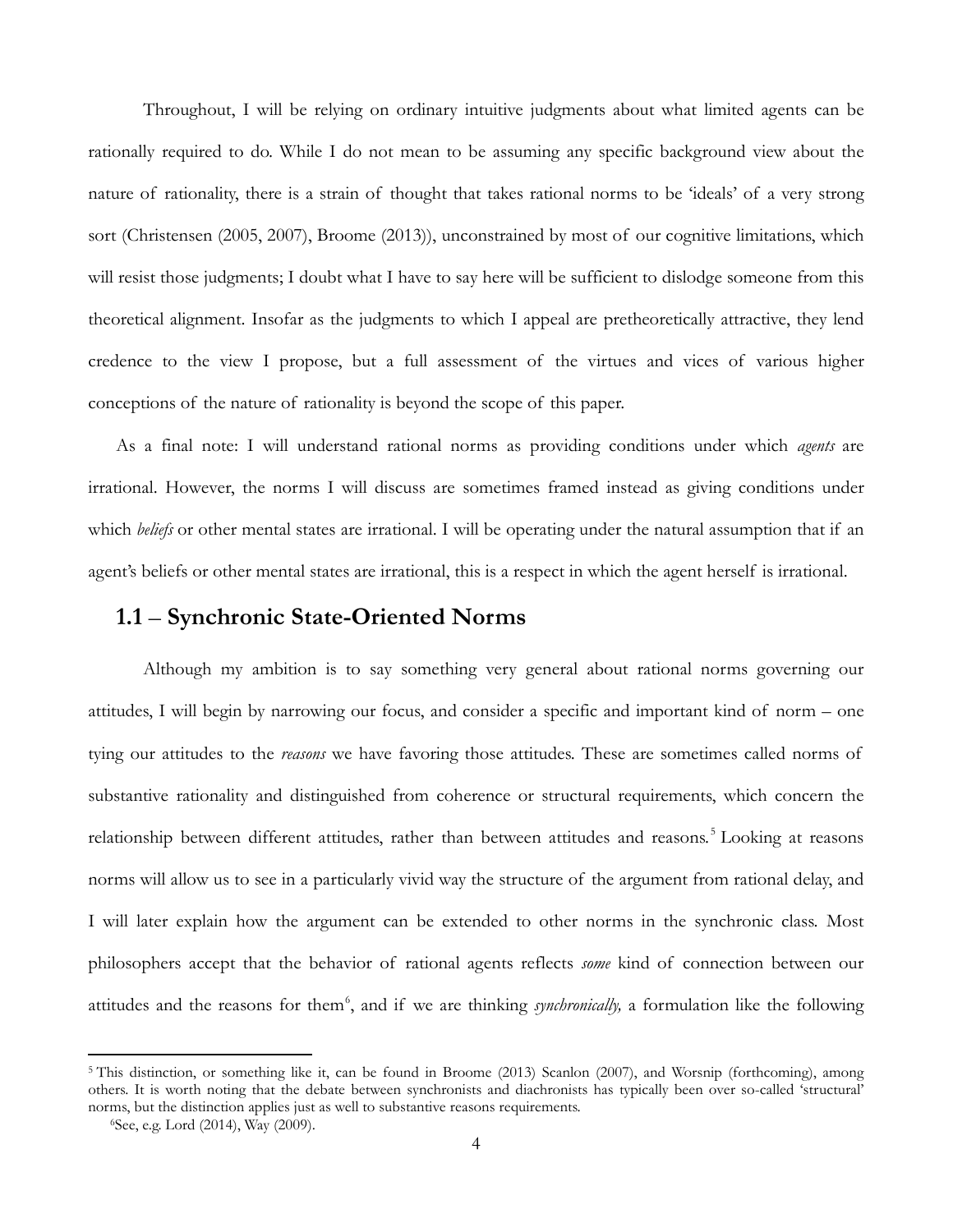Throughout, I will be relying on ordinary intuitive judgments about what limited agents can be rationally required to do. While I do not mean to be assuming any specific background view about the nature of rationality, there is a strain of thought that takes rational norms to be 'ideals' of a very strong sort (Christensen (2005, 2007), Broome (2013)), unconstrained by most of our cognitive limitations, which will resist those judgments; I doubt what I have to say here will be sufficient to dislodge someone from this theoretical alignment. Insofar as the judgments to which I appeal are pretheoretically attractive, they lend credence to the view I propose, but a full assessment of the virtues and vices of various higher conceptions of the nature of rationality is beyond the scope of this paper.

As a final note: I will understand rational norms as providing conditions under which *agents* are irrational. However, the norms I will discuss are sometimes framed instead as giving conditions under which *beliefs* or other mental states are irrational. I will be operating under the natural assumption that if an agent's beliefs or other mental states are irrational, this is a respect in which the agent herself is irrational.

## 1.1 – Synchronic State-Oriented Norms

Although my ambition is to say something very general about rational norms governing our attitudes, I will begin by narrowing our focus, and consider a specific and important kind of norm – one tying our attitudes to the *reasons* we have favoring those attitudes. These are sometimes called norms of substantive rationality and distinguished from coherence or structural requirements, which concern the relationship between different attitudes, rather than between attitudes and reasons.[5] Looking at reasons norms will allow us to see in a particularly vivid way the structure of the argument from rational delay, and I will later explain how the argument can be extended to other norms in the synchronic class. Most philosophers accept that the behavior of rational agents reflects *some* kind of connection between our attitudes and the reasons for them[6], and if we are thinking *synchronically,* a formulation like the following

---

[5] This distinction, or something like it, can be found in Broome (2013) Scanlon (2007), and Worsnip (forthcoming), among others. It is worth noting that the debate between synchronists and diachronists has typically been over so-called 'structural' norms, but the distinction applies just as well to substantive reasons requirements.

[6] See, e.g. Lord (2014), Way (2009).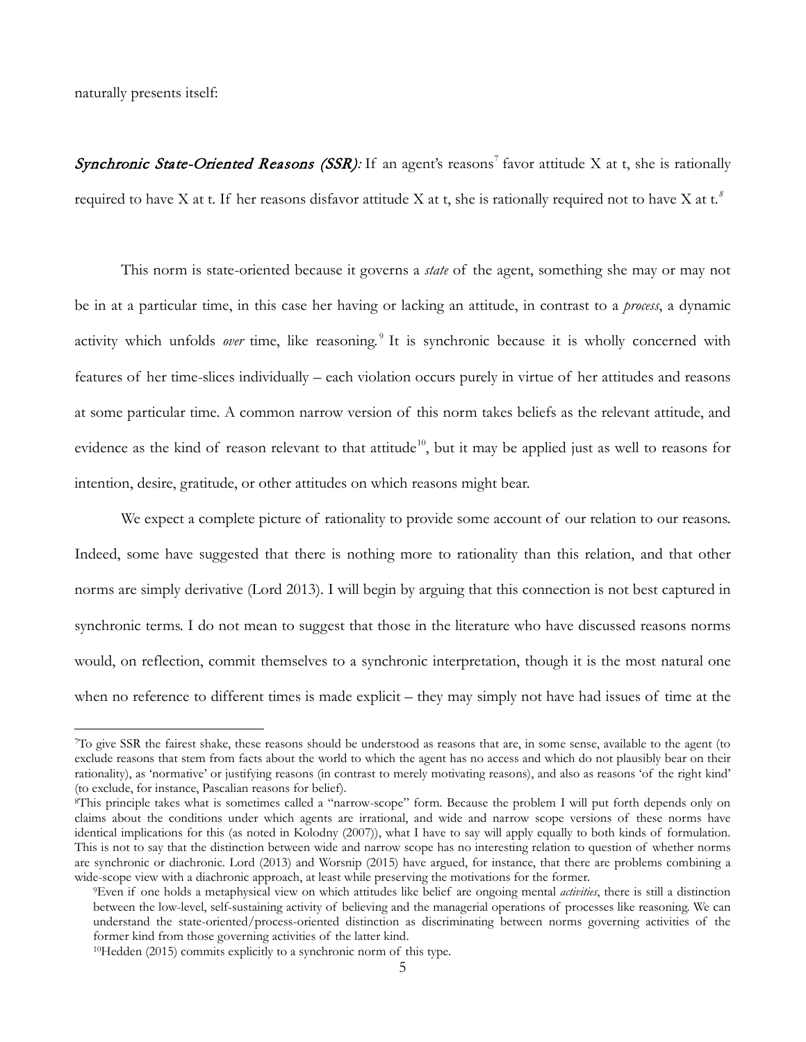naturally presents itself:

***Synchronic State-Oriented Reasons (SSR)**:* If an agent's reasons[7] favor attitude X at t, she is rationally required to have X at t. If her reasons disfavor attitude X at t, she is rationally required not to have X at t.[8]

This norm is state-oriented because it governs a *state* of the agent, something she may or may not be in at a particular time, in this case her having or lacking an attitude, in contrast to a *process*, a dynamic activity which unfolds *over* time, like reasoning.[9] It is synchronic because it is wholly concerned with features of her time-slices individually – each violation occurs purely in virtue of her attitudes and reasons at some particular time. A common narrow version of this norm takes beliefs as the relevant attitude, and evidence as the kind of reason relevant to that attitude[10], but it may be applied just as well to reasons for intention, desire, gratitude, or other attitudes on which reasons might bear.

We expect a complete picture of rationality to provide some account of our relation to our reasons. Indeed, some have suggested that there is nothing more to rationality than this relation, and that other norms are simply derivative (Lord 2013). I will begin by arguing that this connection is not best captured in synchronic terms. I do not mean to suggest that those in the literature who have discussed reasons norms would, on reflection, commit themselves to a synchronic interpretation, though it is the most natural one when no reference to different times is made explicit – they may simply not have had issues of time at the

---

[7]To give SSR the fairest shake, these reasons should be understood as reasons that are, in some sense, available to the agent (to exclude reasons that stem from facts about the world to which the agent has no access and which do not plausibly bear on their rationality), as 'normative' or justifying reasons (in contrast to merely motivating reasons), and also as reasons 'of the right kind' (to exclude, for instance, Pascalian reasons for belief).

[8]This principle takes what is sometimes called a "narrow-scope" form. Because the problem I will put forth depends only on claims about the conditions under which agents are irrational, and wide and narrow scope versions of these norms have identical implications for this (as noted in Kolodny (2007)), what I have to say will apply equally to both kinds of formulation. This is not to say that the distinction between wide and narrow scope has no interesting relation to question of whether norms are synchronic or diachronic. Lord (2013) and Worsnip (2015) have argued, for instance, that there are problems combining a wide-scope view with a diachronic approach, at least while preserving the motivations for the former.

[9]Even if one holds a metaphysical view on which attitudes like belief are ongoing mental *activities*, there is still a distinction between the low-level, self-sustaining activity of believing and the managerial operations of processes like reasoning. We can understand the state-oriented/process-oriented distinction as discriminating between norms governing activities of the former kind from those governing activities of the latter kind.

[10]Hedden (2015) commits explicitly to a synchronic norm of this type.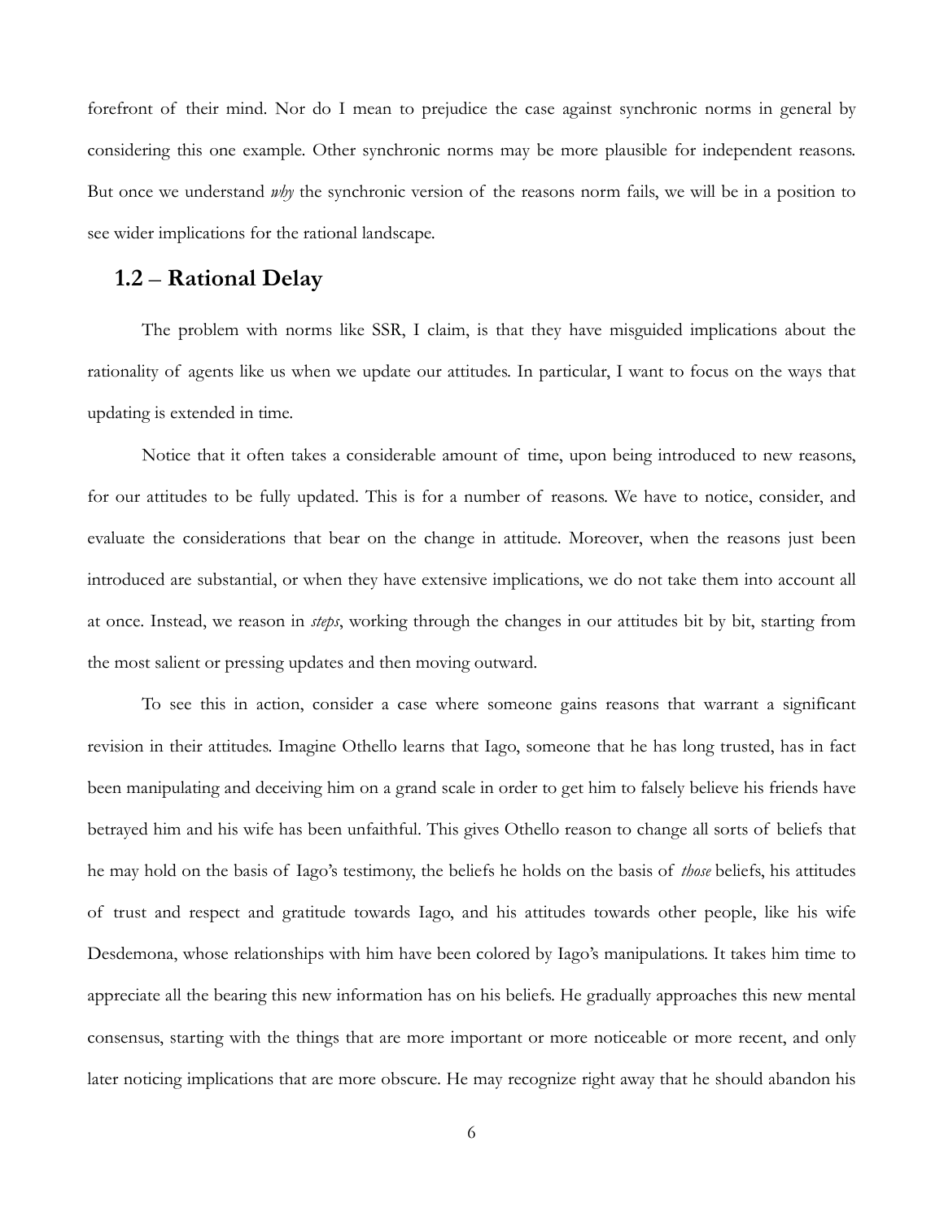forefront of their mind. Nor do I mean to prejudice the case against synchronic norms in general by considering this one example. Other synchronic norms may be more plausible for independent reasons. But once we understand *why* the synchronic version of the reasons norm fails, we will be in a position to see wider implications for the rational landscape.

## 1.2 – Rational Delay

The problem with norms like SSR, I claim, is that they have misguided implications about the rationality of agents like us when we update our attitudes. In particular, I want to focus on the ways that updating is extended in time.

Notice that it often takes a considerable amount of time, upon being introduced to new reasons, for our attitudes to be fully updated. This is for a number of reasons. We have to notice, consider, and evaluate the considerations that bear on the change in attitude. Moreover, when the reasons just been introduced are substantial, or when they have extensive implications, we do not take them into account all at once. Instead, we reason in *steps*, working through the changes in our attitudes bit by bit, starting from the most salient or pressing updates and then moving outward.

To see this in action, consider a case where someone gains reasons that warrant a significant revision in their attitudes. Imagine Othello learns that Iago, someone that he has long trusted, has in fact been manipulating and deceiving him on a grand scale in order to get him to falsely believe his friends have betrayed him and his wife has been unfaithful. This gives Othello reason to change all sorts of beliefs that he may hold on the basis of Iago's testimony, the beliefs he holds on the basis of *those* beliefs, his attitudes of trust and respect and gratitude towards Iago, and his attitudes towards other people, like his wife Desdemona, whose relationships with him have been colored by Iago's manipulations. It takes him time to appreciate all the bearing this new information has on his beliefs. He gradually approaches this new mental consensus, starting with the things that are more important or more noticeable or more recent, and only later noticing implications that are more obscure. He may recognize right away that he should abandon his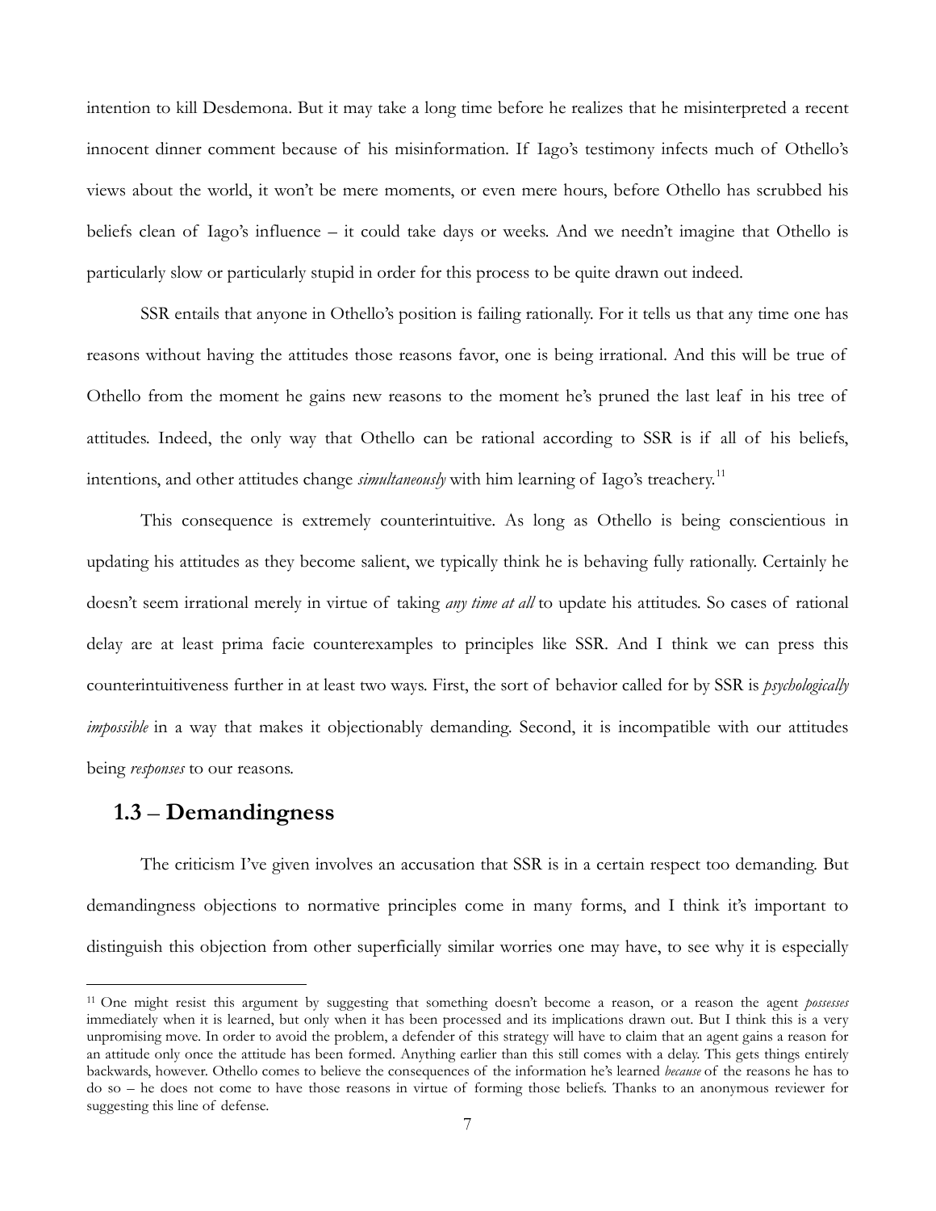intention to kill Desdemona. But it may take a long time before he realizes that he misinterpreted a recent innocent dinner comment because of his misinformation. If Iago's testimony infects much of Othello's views about the world, it won't be mere moments, or even mere hours, before Othello has scrubbed his beliefs clean of Iago's influence – it could take days or weeks. And we needn't imagine that Othello is particularly slow or particularly stupid in order for this process to be quite drawn out indeed.

SSR entails that anyone in Othello's position is failing rationally. For it tells us that any time one has reasons without having the attitudes those reasons favor, one is being irrational. And this will be true of Othello from the moment he gains new reasons to the moment he's pruned the last leaf in his tree of attitudes. Indeed, the only way that Othello can be rational according to SSR is if all of his beliefs, intentions, and other attitudes change *simultaneously* with him learning of Iago's treachery.[11]

This consequence is extremely counterintuitive. As long as Othello is being conscientious in updating his attitudes as they become salient, we typically think he is behaving fully rationally. Certainly he doesn't seem irrational merely in virtue of taking *any time at all* to update his attitudes. So cases of rational delay are at least prima facie counterexamples to principles like SSR. And I think we can press this counterintuitiveness further in at least two ways. First, the sort of behavior called for by SSR is *psychologically impossible* in a way that makes it objectionably demanding. Second, it is incompatible with our attitudes being *responses* to our reasons.

## 1.3 – Demandingness

The criticism I've given involves an accusation that SSR is in a certain respect too demanding. But demandingness objections to normative principles come in many forms, and I think it's important to distinguish this objection from other superficially similar worries one may have, to see why it is especially

---

[11] One might resist this argument by suggesting that something doesn't become a reason, or a reason the agent *possesses* immediately when it is learned, but only when it has been processed and its implications drawn out. But I think this is a very unpromising move. In order to avoid the problem, a defender of this strategy will have to claim that an agent gains a reason for an attitude only once the attitude has been formed. Anything earlier than this still comes with a delay. This gets things entirely backwards, however. Othello comes to believe the consequences of the information he's learned *because* of the reasons he has to do so – he does not come to have those reasons in virtue of forming those beliefs. Thanks to an anonymous reviewer for suggesting this line of defense.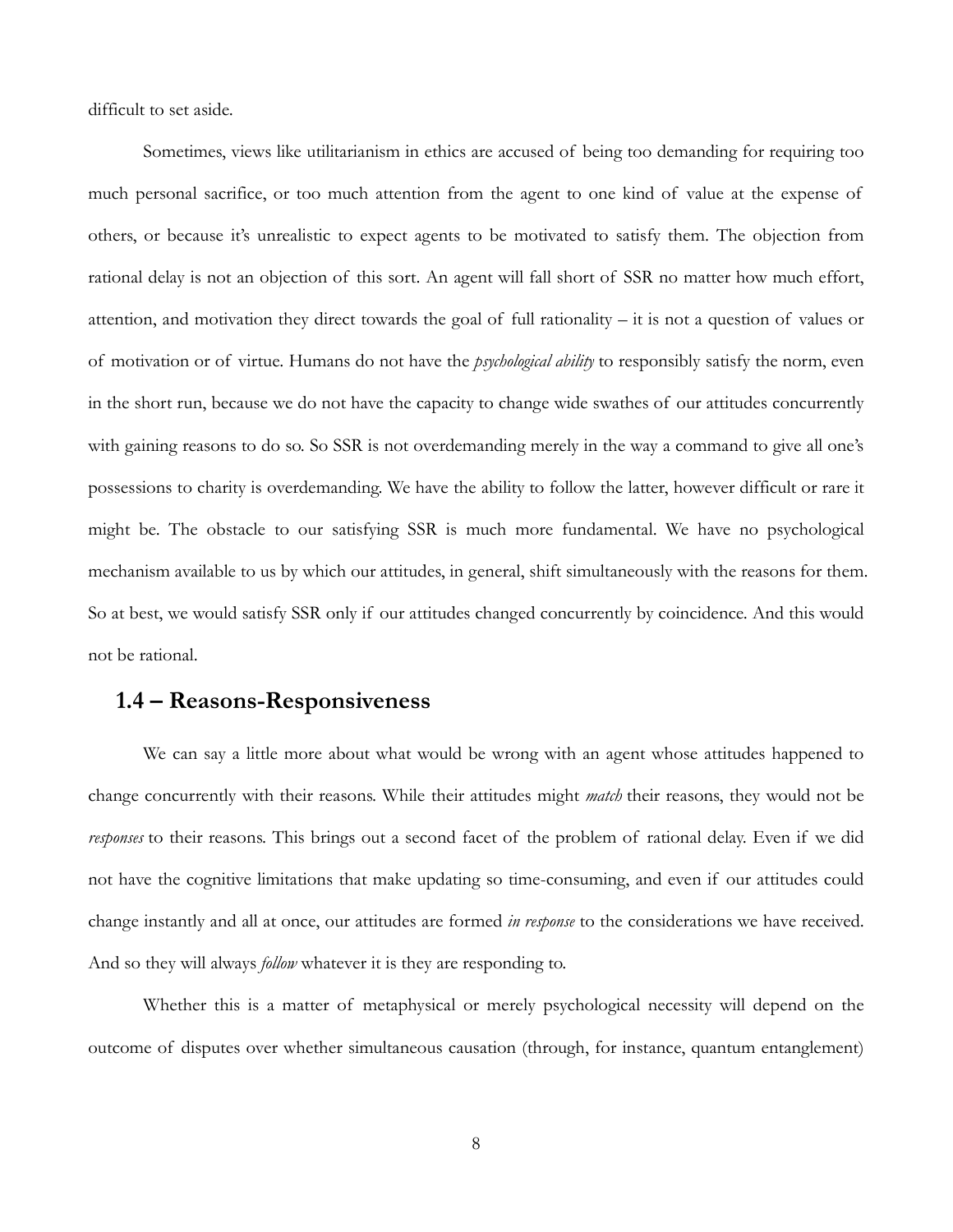difficult to set aside.

Sometimes, views like utilitarianism in ethics are accused of being too demanding for requiring too much personal sacrifice, or too much attention from the agent to one kind of value at the expense of others, or because it's unrealistic to expect agents to be motivated to satisfy them. The objection from rational delay is not an objection of this sort. An agent will fall short of SSR no matter how much effort, attention, and motivation they direct towards the goal of full rationality – it is not a question of values or of motivation or of virtue. Humans do not have the *psychological ability* to responsibly satisfy the norm, even in the short run, because we do not have the capacity to change wide swathes of our attitudes concurrently with gaining reasons to do so. So SSR is not overdemanding merely in the way a command to give all one's possessions to charity is overdemanding. We have the ability to follow the latter, however difficult or rare it might be. The obstacle to our satisfying SSR is much more fundamental. We have no psychological mechanism available to us by which our attitudes, in general, shift simultaneously with the reasons for them. So at best, we would satisfy SSR only if our attitudes changed concurrently by coincidence. And this would not be rational.

## 1.4 – Reasons-Responsiveness

We can say a little more about what would be wrong with an agent whose attitudes happened to change concurrently with their reasons. While their attitudes might *match* their reasons, they would not be *responses* to their reasons. This brings out a second facet of the problem of rational delay. Even if we did not have the cognitive limitations that make updating so time-consuming, and even if our attitudes could change instantly and all at once, our attitudes are formed *in response* to the considerations we have received. And so they will always *follow* whatever it is they are responding to.

Whether this is a matter of metaphysical or merely psychological necessity will depend on the outcome of disputes over whether simultaneous causation (through, for instance, quantum entanglement)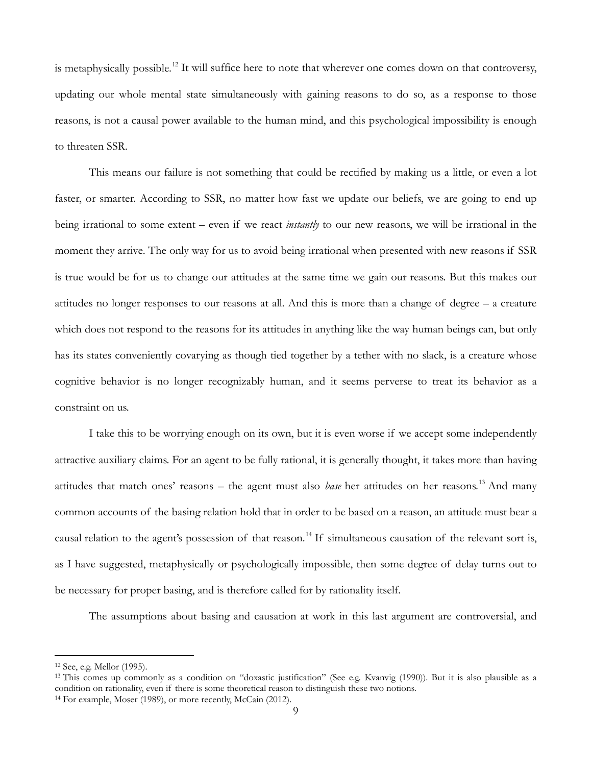is metaphysically possible.[12] It will suffice here to note that wherever one comes down on that controversy, updating our whole mental state simultaneously with gaining reasons to do so, as a response to those reasons, is not a causal power available to the human mind, and this psychological impossibility is enough to threaten SSR.

This means our failure is not something that could be rectified by making us a little, or even a lot faster, or smarter. According to SSR, no matter how fast we update our beliefs, we are going to end up being irrational to some extent – even if we react *instantly* to our new reasons, we will be irrational in the moment they arrive. The only way for us to avoid being irrational when presented with new reasons if SSR is true would be for us to change our attitudes at the same time we gain our reasons. But this makes our attitudes no longer responses to our reasons at all. And this is more than a change of degree – a creature which does not respond to the reasons for its attitudes in anything like the way human beings can, but only has its states conveniently covarying as though tied together by a tether with no slack, is a creature whose cognitive behavior is no longer recognizably human, and it seems perverse to treat its behavior as a constraint on us.

I take this to be worrying enough on its own, but it is even worse if we accept some independently attractive auxiliary claims. For an agent to be fully rational, it is generally thought, it takes more than having attitudes that match ones' reasons – the agent must also *base* her attitudes on her reasons.[13] And many common accounts of the basing relation hold that in order to be based on a reason, an attitude must bear a causal relation to the agent's possession of that reason.[14] If simultaneous causation of the relevant sort is, as I have suggested, metaphysically or psychologically impossible, then some degree of delay turns out to be necessary for proper basing, and is therefore called for by rationality itself.

The assumptions about basing and causation at work in this last argument are controversial, and

---

[12] See, e.g. Mellor (1995).

[13] This comes up commonly as a condition on "doxastic justification" (See e.g. Kvanvig (1990)). But it is also plausible as a condition on rationality, even if there is some theoretical reason to distinguish these two notions.

[14] For example, Moser (1989), or more recently, McCain (2012).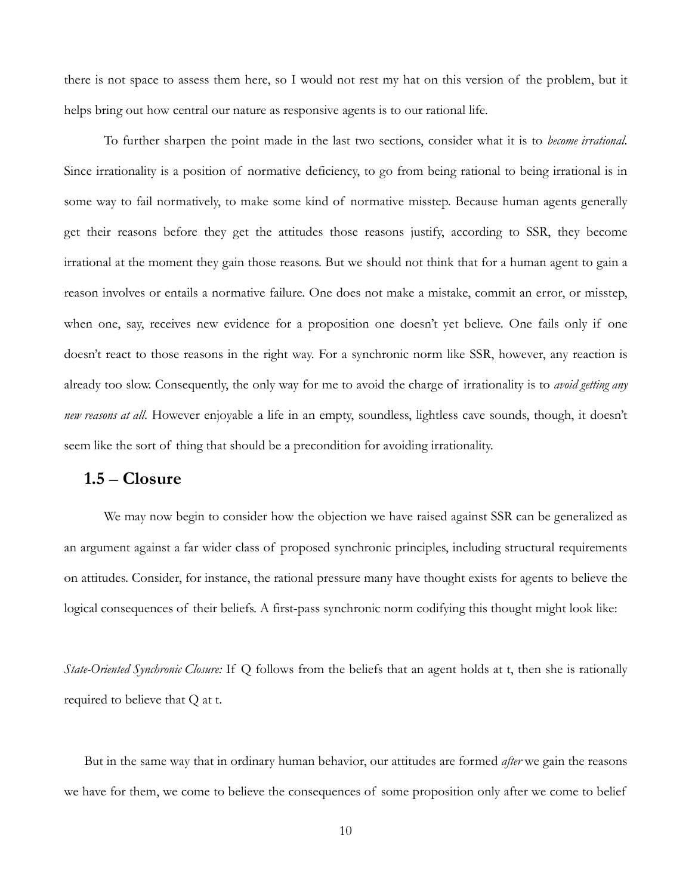there is not space to assess them here, so I would not rest my hat on this version of the problem, but it helps bring out how central our nature as responsive agents is to our rational life.

To further sharpen the point made in the last two sections, consider what it is to *become irrational*. Since irrationality is a position of normative deficiency, to go from being rational to being irrational is in some way to fail normatively, to make some kind of normative misstep. Because human agents generally get their reasons before they get the attitudes those reasons justify, according to SSR, they become irrational at the moment they gain those reasons. But we should not think that for a human agent to gain a reason involves or entails a normative failure. One does not make a mistake, commit an error, or misstep, when one, say, receives new evidence for a proposition one doesn't yet believe. One fails only if one doesn't react to those reasons in the right way. For a synchronic norm like SSR, however, any reaction is already too slow. Consequently, the only way for me to avoid the charge of irrationality is to *avoid getting any new reasons at all*. However enjoyable a life in an empty, soundless, lightless cave sounds, though, it doesn't seem like the sort of thing that should be a precondition for avoiding irrationality.

## 1.5 – Closure

We may now begin to consider how the objection we have raised against SSR can be generalized as an argument against a far wider class of proposed synchronic principles, including structural requirements on attitudes. Consider, for instance, the rational pressure many have thought exists for agents to believe the logical consequences of their beliefs. A first-pass synchronic norm codifying this thought might look like:

*State-Oriented Synchronic Closure:* If Q follows from the beliefs that an agent holds at t, then she is rationally required to believe that Q at t.

But in the same way that in ordinary human behavior, our attitudes are formed *after* we gain the reasons we have for them, we come to believe the consequences of some proposition only after we come to belief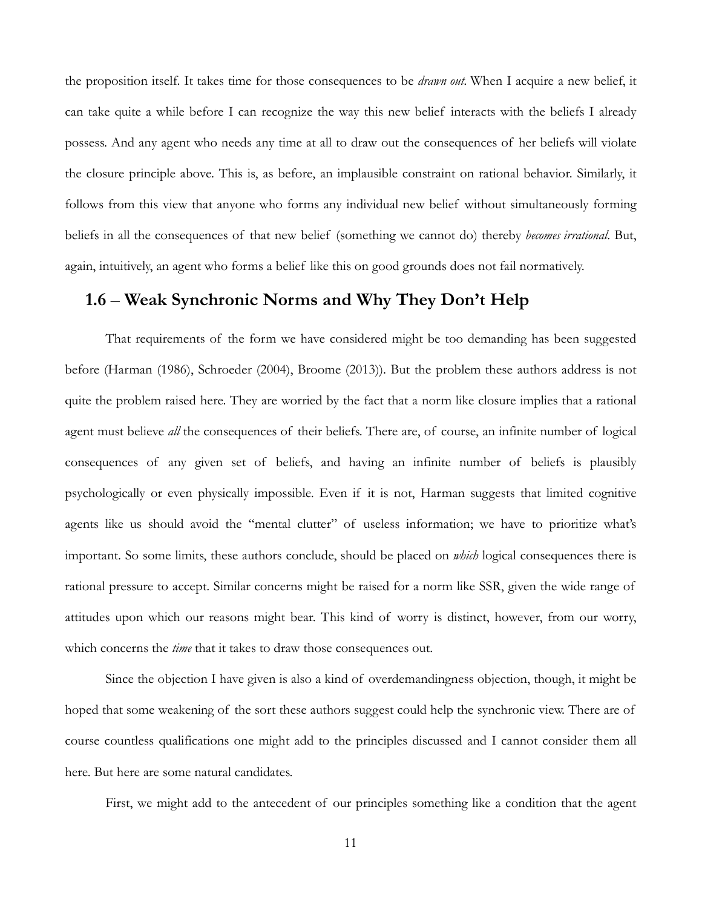the proposition itself. It takes time for those consequences to be *drawn out*. When I acquire a new belief, it can take quite a while before I can recognize the way this new belief interacts with the beliefs I already possess. And any agent who needs any time at all to draw out the consequences of her beliefs will violate the closure principle above. This is, as before, an implausible constraint on rational behavior. Similarly, it follows from this view that anyone who forms any individual new belief without simultaneously forming beliefs in all the consequences of that new belief (something we cannot do) thereby *becomes irrational*. But, again, intuitively, an agent who forms a belief like this on good grounds does not fail normatively.

## 1.6 – Weak Synchronic Norms and Why They Don't Help

That requirements of the form we have considered might be too demanding has been suggested before (Harman (1986), Schroeder (2004), Broome (2013)). But the problem these authors address is not quite the problem raised here. They are worried by the fact that a norm like closure implies that a rational agent must believe *all* the consequences of their beliefs. There are, of course, an infinite number of logical consequences of any given set of beliefs, and having an infinite number of beliefs is plausibly psychologically or even physically impossible. Even if it is not, Harman suggests that limited cognitive agents like us should avoid the "mental clutter" of useless information; we have to prioritize what's important. So some limits, these authors conclude, should be placed on *which* logical consequences there is rational pressure to accept. Similar concerns might be raised for a norm like SSR, given the wide range of attitudes upon which our reasons might bear. This kind of worry is distinct, however, from our worry, which concerns the *time* that it takes to draw those consequences out.

Since the objection I have given is also a kind of overdemandingness objection, though, it might be hoped that some weakening of the sort these authors suggest could help the synchronic view. There are of course countless qualifications one might add to the principles discussed and I cannot consider them all here. But here are some natural candidates.

First, we might add to the antecedent of our principles something like a condition that the agent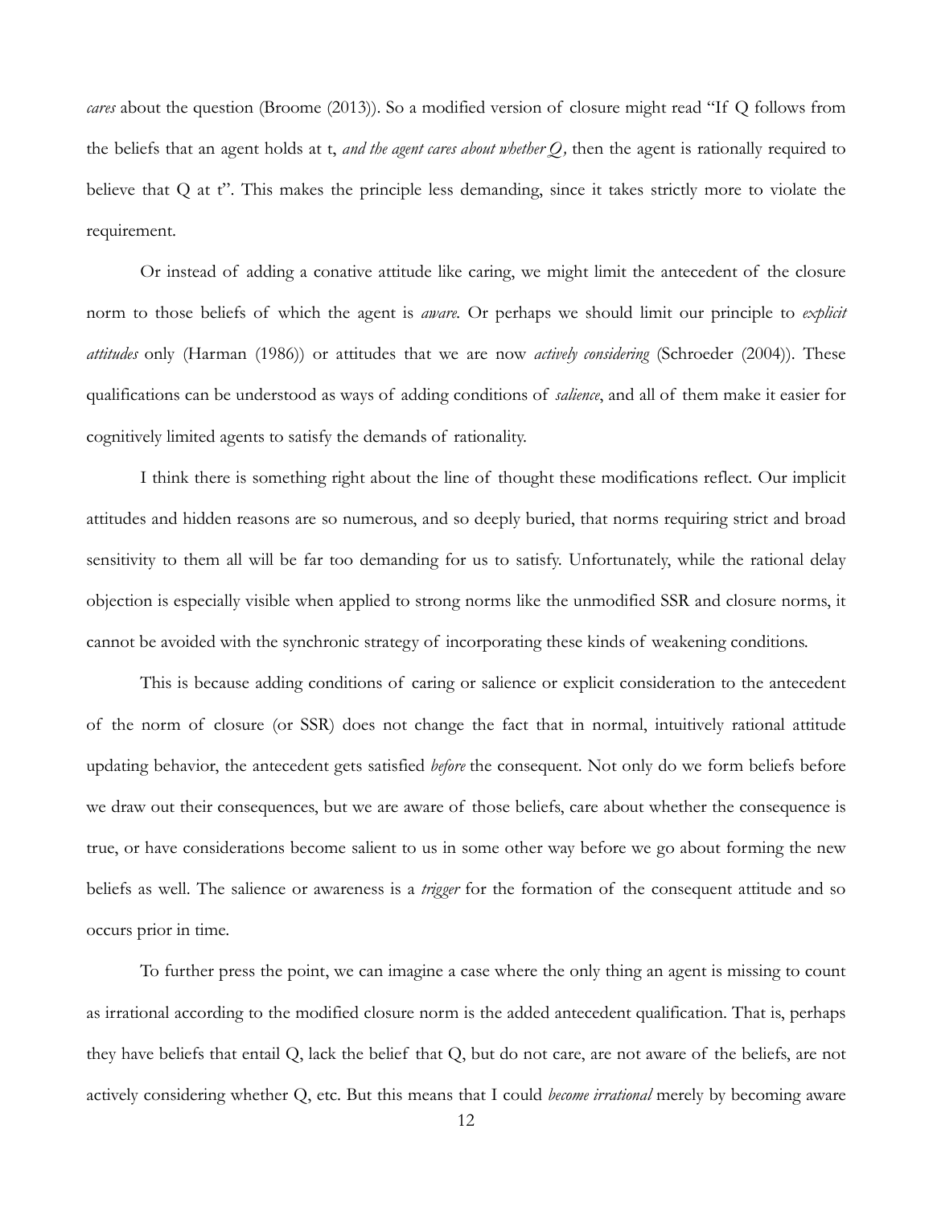*cares* about the question (Broome (2013)). So a modified version of closure might read "If Q follows from the beliefs that an agent holds at t, *and the agent cares about whether Q,* then the agent is rationally required to believe that Q at t". This makes the principle less demanding, since it takes strictly more to violate the requirement.

Or instead of adding a conative attitude like caring, we might limit the antecedent of the closure norm to those beliefs of which the agent is *aware*. Or perhaps we should limit our principle to *explicit attitudes* only (Harman (1986)) or attitudes that we are now *actively considering* (Schroeder (2004)). These qualifications can be understood as ways of adding conditions of *salience*, and all of them make it easier for cognitively limited agents to satisfy the demands of rationality.

I think there is something right about the line of thought these modifications reflect. Our implicit attitudes and hidden reasons are so numerous, and so deeply buried, that norms requiring strict and broad sensitivity to them all will be far too demanding for us to satisfy. Unfortunately, while the rational delay objection is especially visible when applied to strong norms like the unmodified SSR and closure norms, it cannot be avoided with the synchronic strategy of incorporating these kinds of weakening conditions.

This is because adding conditions of caring or salience or explicit consideration to the antecedent of the norm of closure (or SSR) does not change the fact that in normal, intuitively rational attitude updating behavior, the antecedent gets satisfied *before* the consequent. Not only do we form beliefs before we draw out their consequences, but we are aware of those beliefs, care about whether the consequence is true, or have considerations become salient to us in some other way before we go about forming the new beliefs as well. The salience or awareness is a *trigger* for the formation of the consequent attitude and so occurs prior in time.

To further press the point, we can imagine a case where the only thing an agent is missing to count as irrational according to the modified closure norm is the added antecedent qualification. That is, perhaps they have beliefs that entail Q, lack the belief that Q, but do not care, are not aware of the beliefs, are not actively considering whether Q, etc. But this means that I could *become irrational* merely by becoming aware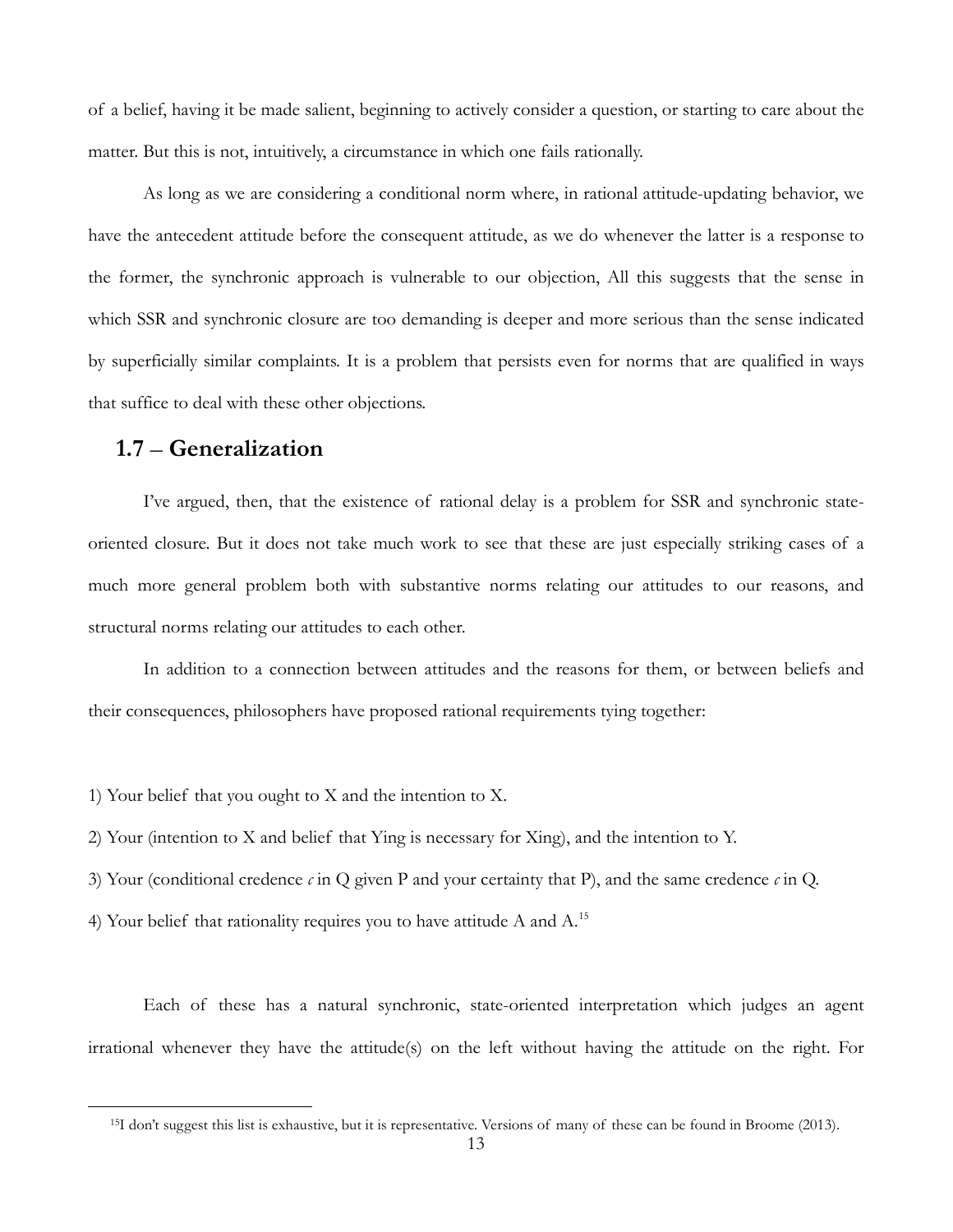of a belief, having it be made salient, beginning to actively consider a question, or starting to care about the matter. But this is not, intuitively, a circumstance in which one fails rationally.

As long as we are considering a conditional norm where, in rational attitude-updating behavior, we have the antecedent attitude before the consequent attitude, as we do whenever the latter is a response to the former, the synchronic approach is vulnerable to our objection, All this suggests that the sense in which SSR and synchronic closure are too demanding is deeper and more serious than the sense indicated by superficially similar complaints. It is a problem that persists even for norms that are qualified in ways that suffice to deal with these other objections.

## 1.7 – Generalization

I've argued, then, that the existence of rational delay is a problem for SSR and synchronic state-oriented closure. But it does not take much work to see that these are just especially striking cases of a much more general problem both with substantive norms relating our attitudes to our reasons, and structural norms relating our attitudes to each other.

In addition to a connection between attitudes and the reasons for them, or between beliefs and their consequences, philosophers have proposed rational requirements tying together:

1) Your belief that you ought to X and the intention to X.

2) Your (intention to X and belief that Ying is necessary for Xing), and the intention to Y.

3) Your (conditional credence *c* in Q given P and your certainty that P), and the same credence *c* in Q.

4) Your belief that rationality requires you to have attitude A and A.[15]

Each of these has a natural synchronic, state-oriented interpretation which judges an agent irrational whenever they have the attitude(s) on the left without having the attitude on the right. For

[15] I don't suggest this list is exhaustive, but it is representative. Versions of many of these can be found in Broome (2013).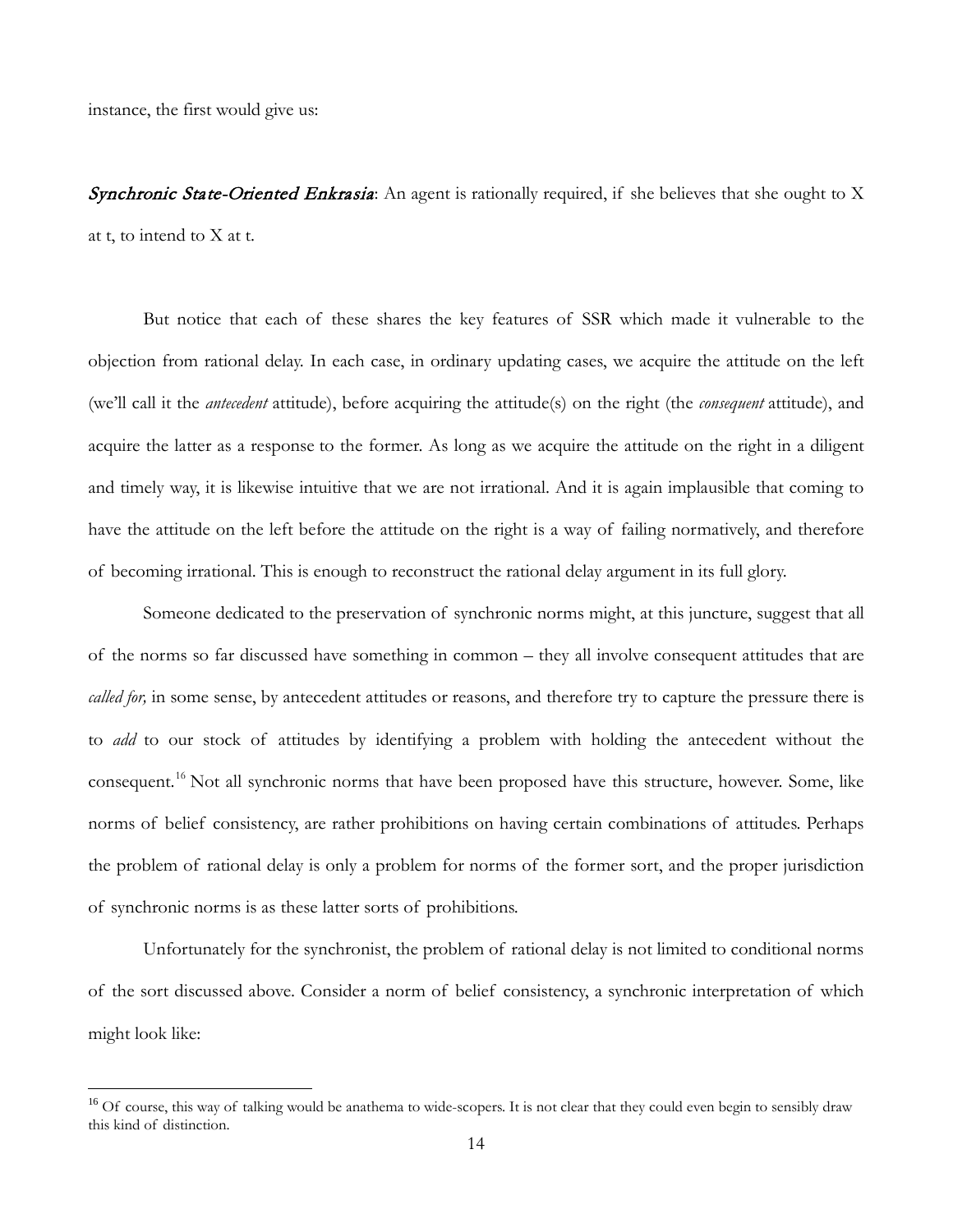instance, the first would give us:

***Synchronic State-Oriented Enkrasia***: An agent is rationally required, if she believes that she ought to X at t, to intend to X at t.

But notice that each of these shares the key features of SSR which made it vulnerable to the objection from rational delay. In each case, in ordinary updating cases, we acquire the attitude on the left (we'll call it the *antecedent* attitude), before acquiring the attitude(s) on the right (the *consequent* attitude), and acquire the latter as a response to the former. As long as we acquire the attitude on the right in a diligent and timely way, it is likewise intuitive that we are not irrational. And it is again implausible that coming to have the attitude on the left before the attitude on the right is a way of failing normatively, and therefore of becoming irrational. This is enough to reconstruct the rational delay argument in its full glory.

Someone dedicated to the preservation of synchronic norms might, at this juncture, suggest that all of the norms so far discussed have something in common – they all involve consequent attitudes that are *called for,* in some sense, by antecedent attitudes or reasons, and therefore try to capture the pressure there is to *add* to our stock of attitudes by identifying a problem with holding the antecedent without the consequent.[16] Not all synchronic norms that have been proposed have this structure, however. Some, like norms of belief consistency, are rather prohibitions on having certain combinations of attitudes. Perhaps the problem of rational delay is only a problem for norms of the former sort, and the proper jurisdiction of synchronic norms is as these latter sorts of prohibitions.

Unfortunately for the synchronist, the problem of rational delay is not limited to conditional norms of the sort discussed above. Consider a norm of belief consistency, a synchronic interpretation of which might look like:

[16] Of course, this way of talking would be anathema to wide-scopers. It is not clear that they could even begin to sensibly draw this kind of distinction.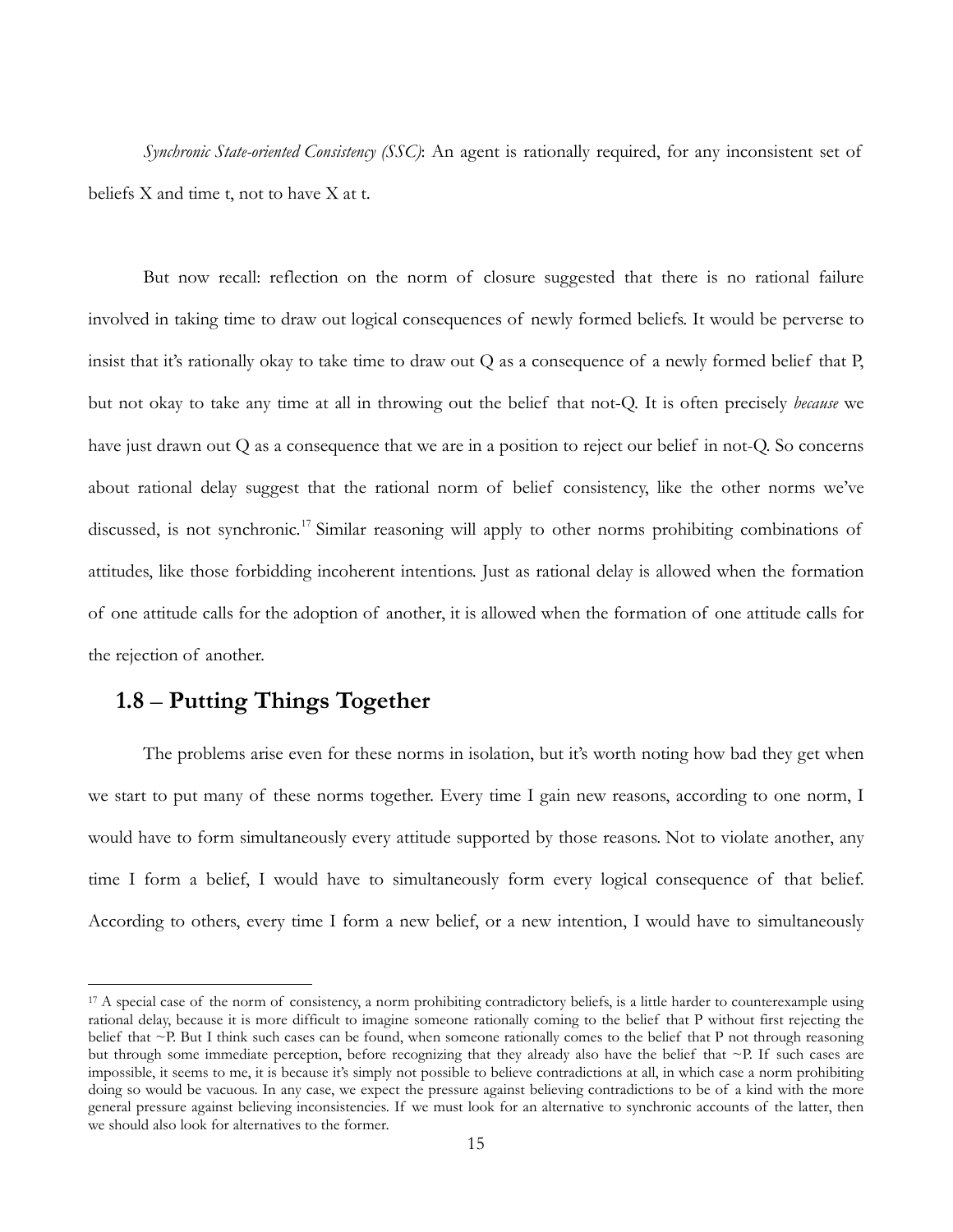*Synchronic State-oriented Consistency (SSC)*: An agent is rationally required, for any inconsistent set of beliefs X and time t, not to have X at t.

But now recall: reflection on the norm of closure suggested that there is no rational failure involved in taking time to draw out logical consequences of newly formed beliefs. It would be perverse to insist that it's rationally okay to take time to draw out Q as a consequence of a newly formed belief that P, but not okay to take any time at all in throwing out the belief that not-Q. It is often precisely *because* we have just drawn out Q as a consequence that we are in a position to reject our belief in not-Q. So concerns about rational delay suggest that the rational norm of belief consistency, like the other norms we've discussed, is not synchronic.[17] Similar reasoning will apply to other norms prohibiting combinations of attitudes, like those forbidding incoherent intentions. Just as rational delay is allowed when the formation of one attitude calls for the adoption of another, it is allowed when the formation of one attitude calls for the rejection of another.

## 1.8 – Putting Things Together

The problems arise even for these norms in isolation, but it's worth noting how bad they get when we start to put many of these norms together. Every time I gain new reasons, according to one norm, I would have to form simultaneously every attitude supported by those reasons. Not to violate another, any time I form a belief, I would have to simultaneously form every logical consequence of that belief. According to others, every time I form a new belief, or a new intention, I would have to simultaneously

[17] A special case of the norm of consistency, a norm prohibiting contradictory beliefs, is a little harder to counterexample using rational delay, because it is more difficult to imagine someone rationally coming to the belief that P without first rejecting the belief that ~P. But I think such cases can be found, when someone rationally comes to the belief that P not through reasoning but through some immediate perception, before recognizing that they already also have the belief that ~P. If such cases are impossible, it seems to me, it is because it's simply not possible to believe contradictions at all, in which case a norm prohibiting doing so would be vacuous. In any case, we expect the pressure against believing contradictions to be of a kind with the more general pressure against believing inconsistencies. If we must look for an alternative to synchronic accounts of the latter, then we should also look for alternatives to the former.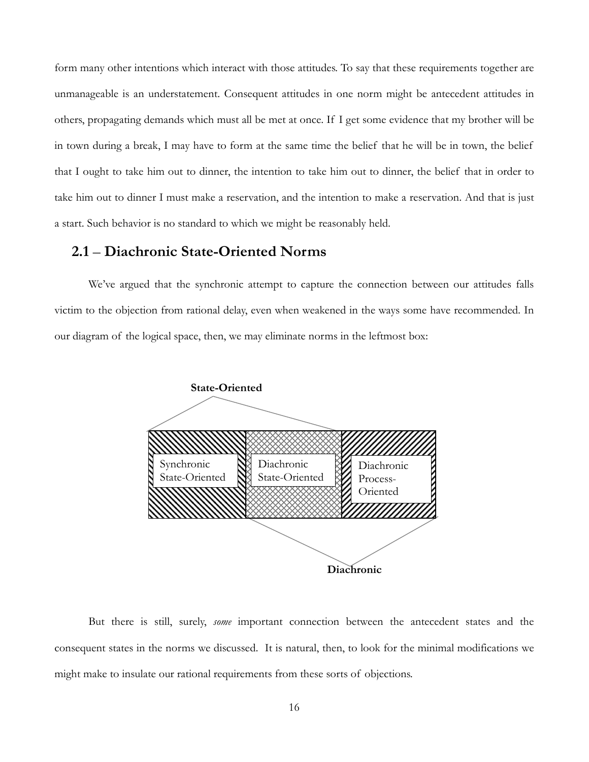form many other intentions which interact with those attitudes. To say that these requirements together are unmanageable is an understatement. Consequent attitudes in one norm might be antecedent attitudes in others, propagating demands which must all be met at once. If I get some evidence that my brother will be in town during a break, I may have to form at the same time the belief that he will be in town, the belief that I ought to take him out to dinner, the intention to take him out to dinner, the belief that in order to take him out to dinner I must make a reservation, and the intention to make a reservation. And that is just a start. Such behavior is no standard to which we might be reasonably held.

## 2.1 – Diachronic State-Oriented Norms

We've argued that the synchronic attempt to capture the connection between our attitudes falls victim to the objection from rational delay, even when weakened in the ways some have recommended. In our diagram of the logical space, then, we may eliminate norms in the leftmost box:

**State-Oriented**

Synchronic State-Oriented | Diachronic State-Oriented | Diachronic Process-Oriented

**Diachronic**

But there is still, surely, *some* important connection between the antecedent states and the consequent states in the norms we discussed. It is natural, then, to look for the minimal modifications we might make to insulate our rational requirements from these sorts of objections.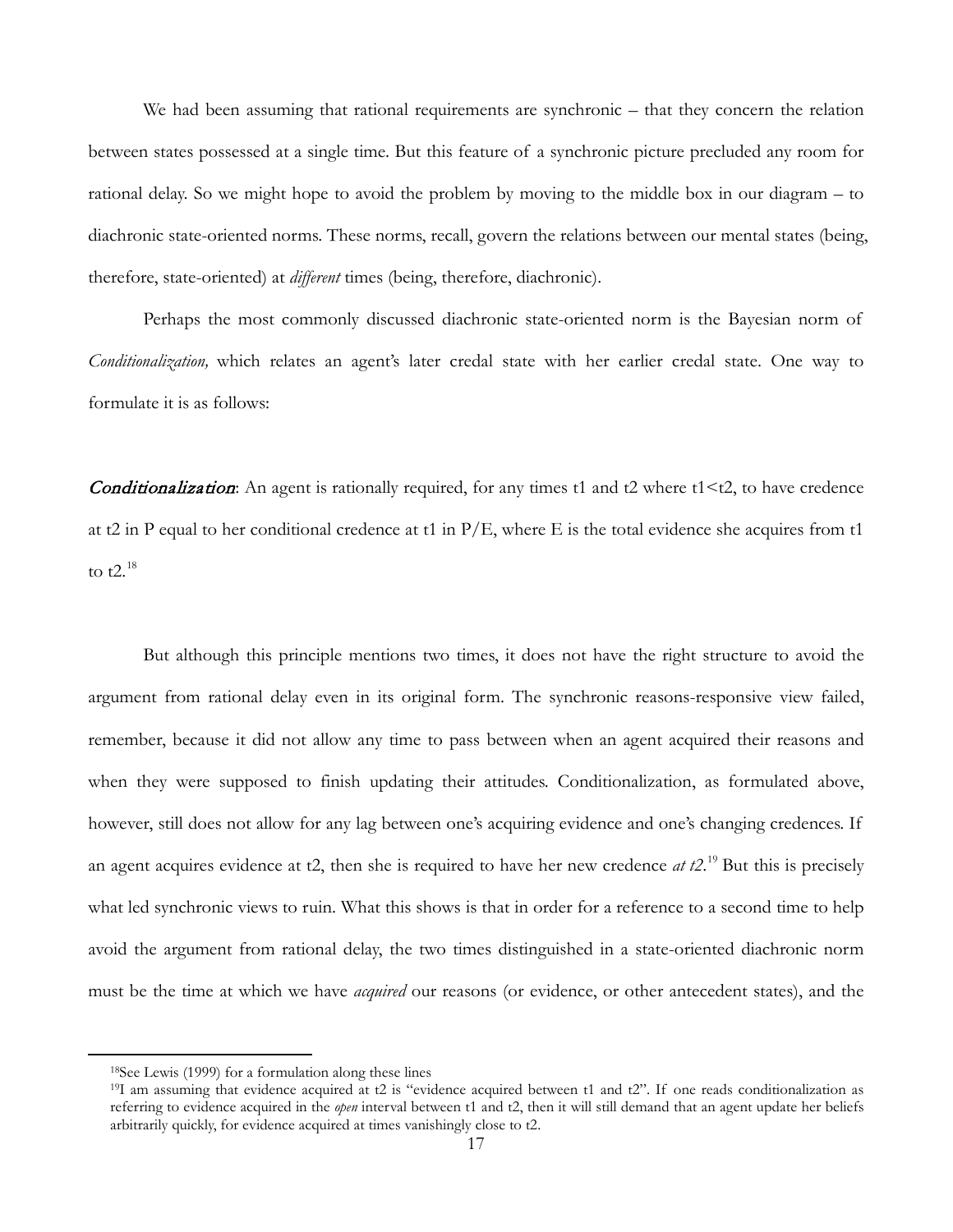We had been assuming that rational requirements are synchronic – that they concern the relation between states possessed at a single time. But this feature of a synchronic picture precluded any room for rational delay. So we might hope to avoid the problem by moving to the middle box in our diagram – to diachronic state-oriented norms. These norms, recall, govern the relations between our mental states (being, therefore, state-oriented) at *different* times (being, therefore, diachronic).

Perhaps the most commonly discussed diachronic state-oriented norm is the Bayesian norm of *Conditionalization,* which relates an agent's later credal state with her earlier credal state. One way to formulate it is as follows:

***Conditionalization***: An agent is rationally required, for any times t1 and t2 where t1<t2, to have credence at t2 in P equal to her conditional credence at t1 in P/E, where E is the total evidence she acquires from t1 to t2.[18]

But although this principle mentions two times, it does not have the right structure to avoid the argument from rational delay even in its original form. The synchronic reasons-responsive view failed, remember, because it did not allow any time to pass between when an agent acquired their reasons and when they were supposed to finish updating their attitudes. Conditionalization, as formulated above, however, still does not allow for any lag between one's acquiring evidence and one's changing credences. If an agent acquires evidence at t2, then she is required to have her new credence *at t2*.[19] But this is precisely what led synchronic views to ruin. What this shows is that in order for a reference to a second time to help avoid the argument from rational delay, the two times distinguished in a state-oriented diachronic norm must be the time at which we have *acquired* our reasons (or evidence, or other antecedent states), and the

---

[18] See Lewis (1999) for a formulation along these lines

[19] I am assuming that evidence acquired at t2 is "evidence acquired between t1 and t2". If one reads conditionalization as referring to evidence acquired in the *open* interval between t1 and t2, then it will still demand that an agent update her beliefs arbitrarily quickly, for evidence acquired at times vanishingly close to t2.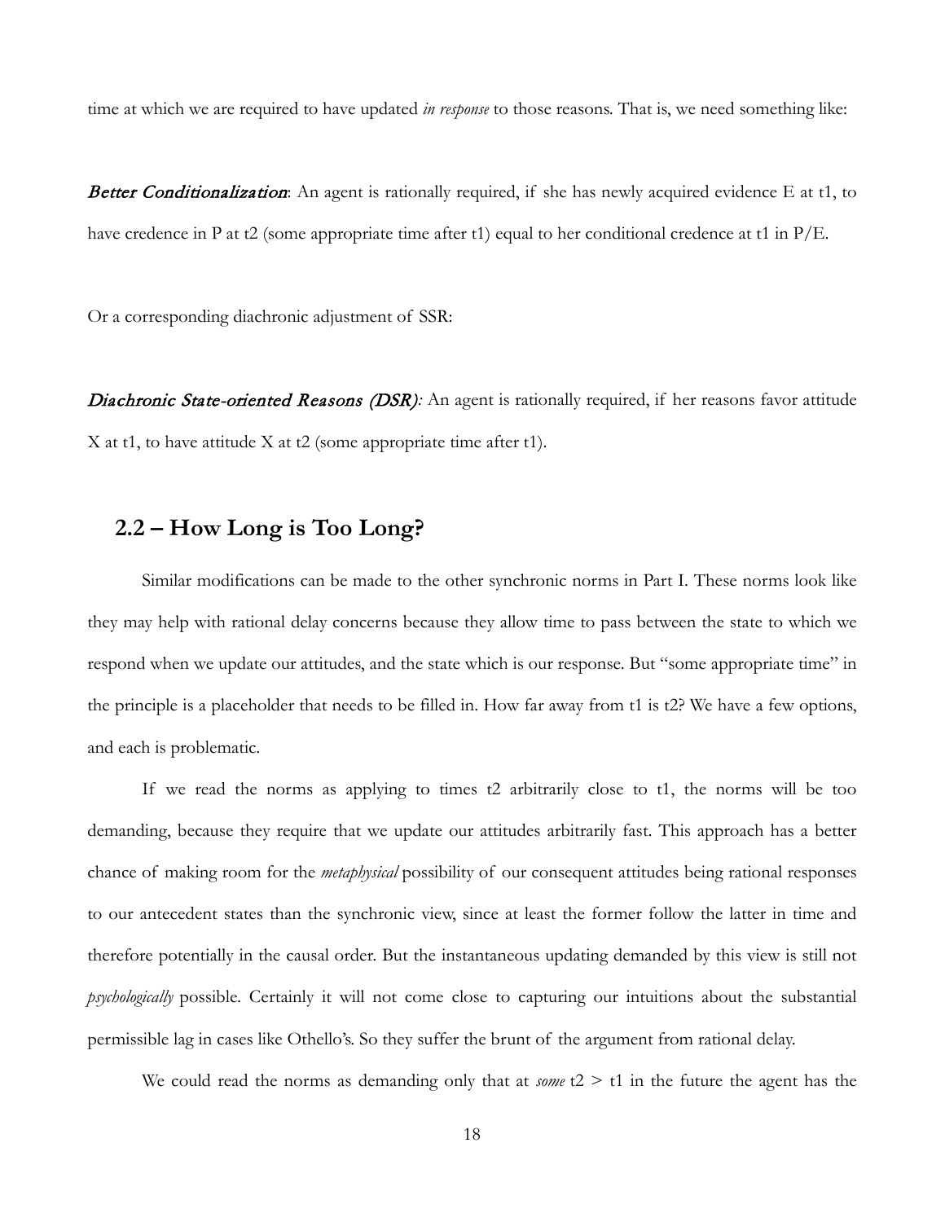time at which we are required to have updated *in response* to those reasons. That is, we need something like:

***Better Conditionalization***: An agent is rationally required, if she has newly acquired evidence E at t1, to have credence in P at t2 (some appropriate time after t1) equal to her conditional credence at t1 in P/E.

Or a corresponding diachronic adjustment of SSR:

***Diachronic State-oriented Reasons (DSR)****:* An agent is rationally required, if her reasons favor attitude X at t1, to have attitude X at t2 (some appropriate time after t1).

## 2.2 – How Long is Too Long?

Similar modifications can be made to the other synchronic norms in Part I. These norms look like they may help with rational delay concerns because they allow time to pass between the state to which we respond when we update our attitudes, and the state which is our response. But "some appropriate time" in the principle is a placeholder that needs to be filled in. How far away from t1 is t2? We have a few options, and each is problematic.

If we read the norms as applying to times t2 arbitrarily close to t1, the norms will be too demanding, because they require that we update our attitudes arbitrarily fast. This approach has a better chance of making room for the *metaphysical* possibility of our consequent attitudes being rational responses to our antecedent states than the synchronic view, since at least the former follow the latter in time and therefore potentially in the causal order. But the instantaneous updating demanded by this view is still not *psychologically* possible. Certainly it will not come close to capturing our intuitions about the substantial permissible lag in cases like Othello's. So they suffer the brunt of the argument from rational delay.

We could read the norms as demanding only that at *some* t2 > t1 in the future the agent has the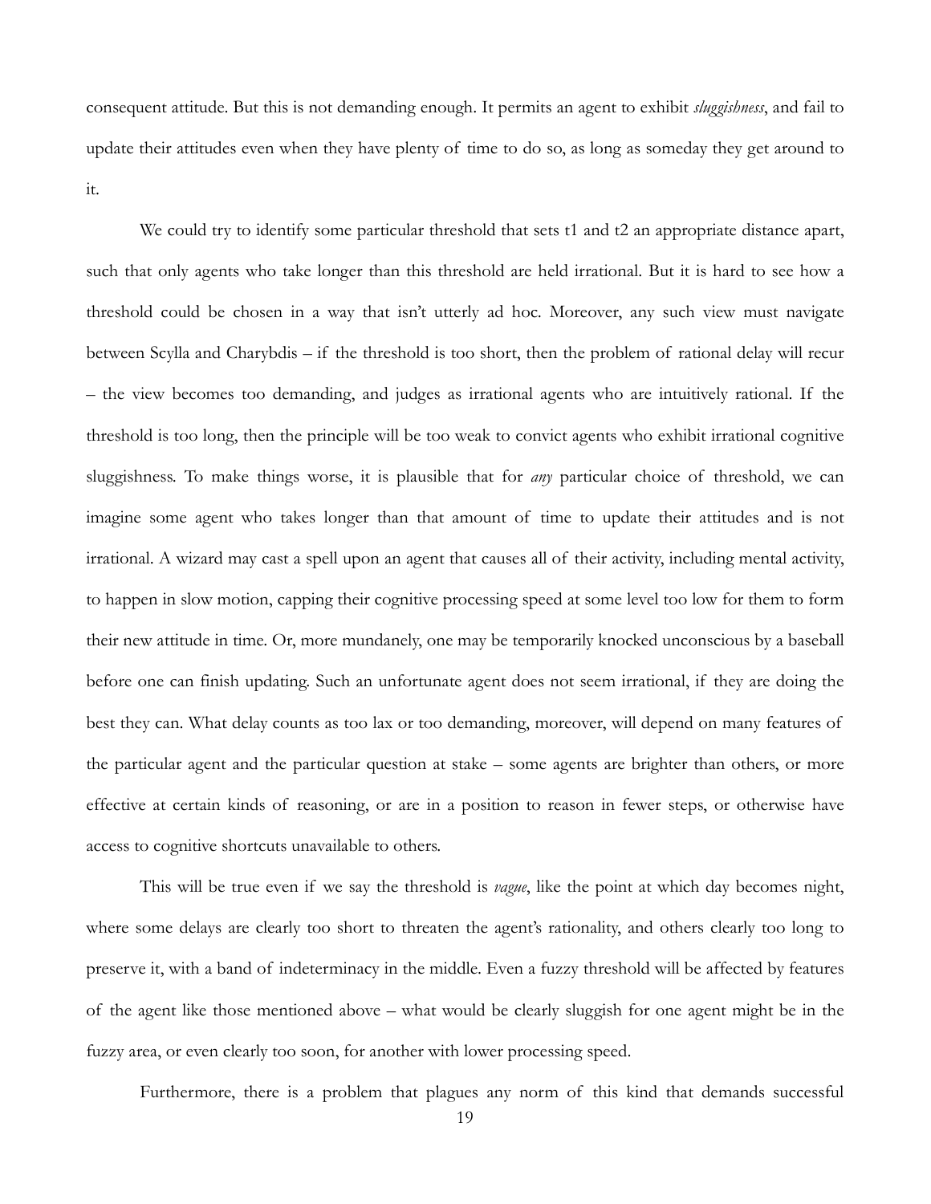consequent attitude. But this is not demanding enough. It permits an agent to exhibit *sluggishness*, and fail to update their attitudes even when they have plenty of time to do so, as long as someday they get around to it.

We could try to identify some particular threshold that sets t1 and t2 an appropriate distance apart, such that only agents who take longer than this threshold are held irrational. But it is hard to see how a threshold could be chosen in a way that isn't utterly ad hoc. Moreover, any such view must navigate between Scylla and Charybdis – if the threshold is too short, then the problem of rational delay will recur – the view becomes too demanding, and judges as irrational agents who are intuitively rational. If the threshold is too long, then the principle will be too weak to convict agents who exhibit irrational cognitive sluggishness. To make things worse, it is plausible that for *any* particular choice of threshold, we can imagine some agent who takes longer than that amount of time to update their attitudes and is not irrational. A wizard may cast a spell upon an agent that causes all of their activity, including mental activity, to happen in slow motion, capping their cognitive processing speed at some level too low for them to form their new attitude in time. Or, more mundanely, one may be temporarily knocked unconscious by a baseball before one can finish updating. Such an unfortunate agent does not seem irrational, if they are doing the best they can. What delay counts as too lax or too demanding, moreover, will depend on many features of the particular agent and the particular question at stake – some agents are brighter than others, or more effective at certain kinds of reasoning, or are in a position to reason in fewer steps, or otherwise have access to cognitive shortcuts unavailable to others.

This will be true even if we say the threshold is *vague*, like the point at which day becomes night, where some delays are clearly too short to threaten the agent's rationality, and others clearly too long to preserve it, with a band of indeterminacy in the middle. Even a fuzzy threshold will be affected by features of the agent like those mentioned above – what would be clearly sluggish for one agent might be in the fuzzy area, or even clearly too soon, for another with lower processing speed.

Furthermore, there is a problem that plagues any norm of this kind that demands successful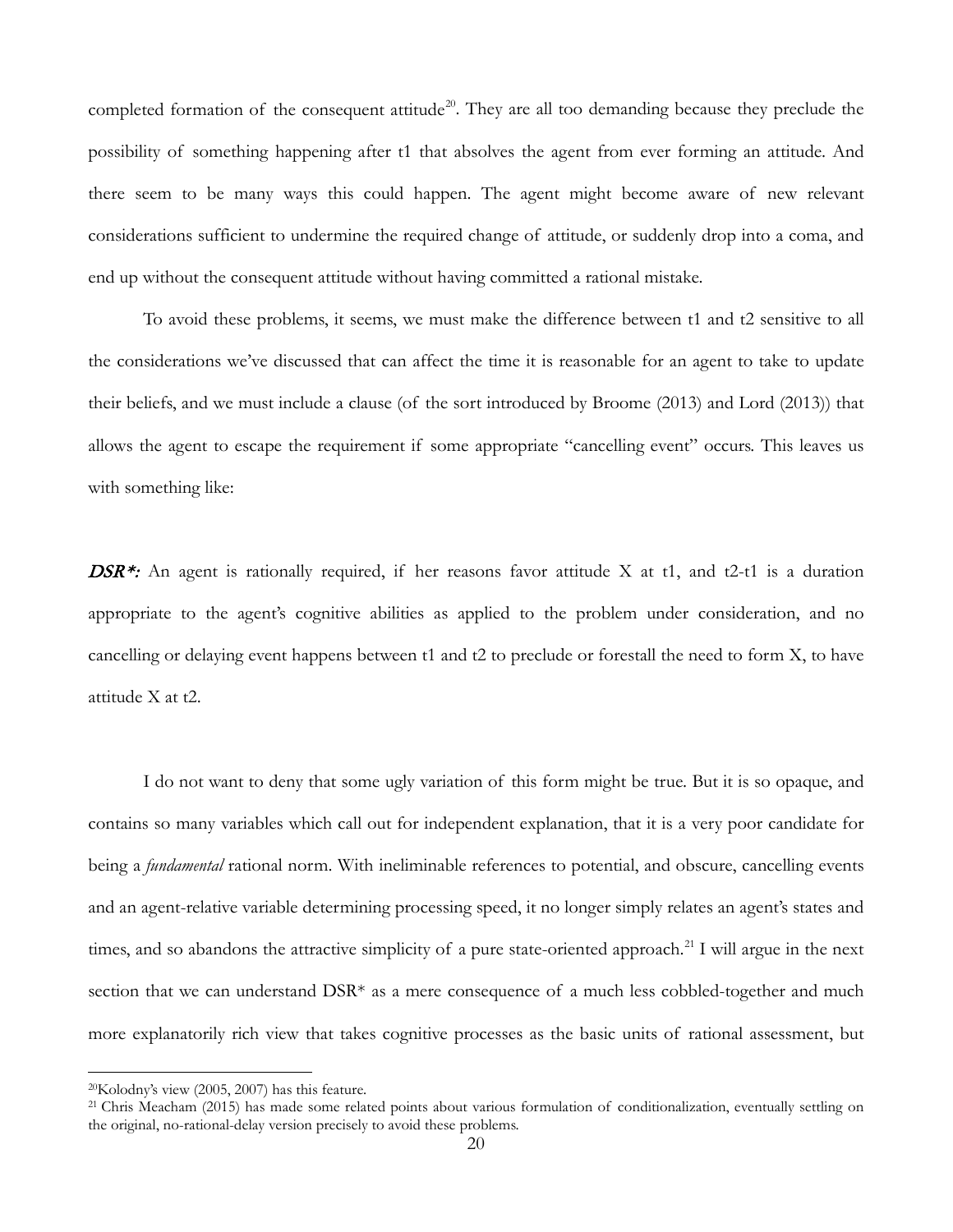completed formation of the consequent attitude[20]. They are all too demanding because they preclude the possibility of something happening after t1 that absolves the agent from ever forming an attitude. And there seem to be many ways this could happen. The agent might become aware of new relevant considerations sufficient to undermine the required change of attitude, or suddenly drop into a coma, and end up without the consequent attitude without having committed a rational mistake.

To avoid these problems, it seems, we must make the difference between t1 and t2 sensitive to all the considerations we've discussed that can affect the time it is reasonable for an agent to take to update their beliefs, and we must include a clause (of the sort introduced by Broome (2013) and Lord (2013)) that allows the agent to escape the requirement if some appropriate "cancelling event" occurs. This leaves us with something like:

***DSR\*:*** An agent is rationally required, if her reasons favor attitude X at t1, and t2-t1 is a duration appropriate to the agent's cognitive abilities as applied to the problem under consideration, and no cancelling or delaying event happens between t1 and t2 to preclude or forestall the need to form X, to have attitude X at t2.

I do not want to deny that some ugly variation of this form might be true. But it is so opaque, and contains so many variables which call out for independent explanation, that it is a very poor candidate for being a *fundamental* rational norm. With ineliminable references to potential, and obscure, cancelling events and an agent-relative variable determining processing speed, it no longer simply relates an agent's states and times, and so abandons the attractive simplicity of a pure state-oriented approach.[21] I will argue in the next section that we can understand DSR* as a mere consequence of a much less cobbled-together and much more explanatorily rich view that takes cognitive processes as the basic units of rational assessment, but

---

[20] Kolodny's view (2005, 2007) has this feature.

[21] Chris Meacham (2015) has made some related points about various formulation of conditionalization, eventually settling on the original, no-rational-delay version precisely to avoid these problems.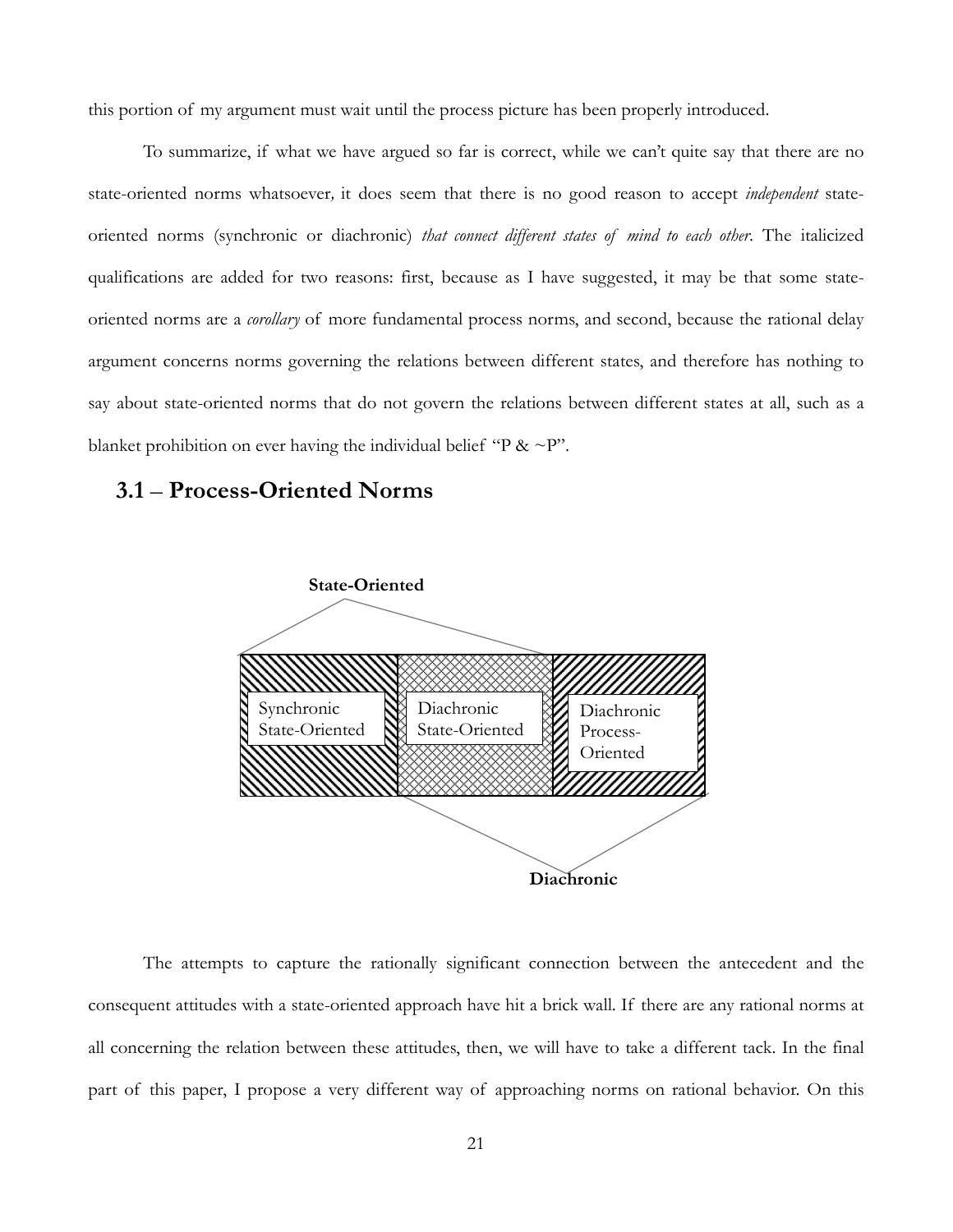this portion of my argument must wait until the process picture has been properly introduced.

To summarize, if what we have argued so far is correct, while we can't quite say that there are no state-oriented norms whatsoever, it does seem that there is no good reason to accept *independent* state-oriented norms (synchronic or diachronic) *that connect different states of mind to each other*. The italicized qualifications are added for two reasons: first, because as I have suggested, it may be that some state-oriented norms are a *corollary* of more fundamental process norms, and second, because the rational delay argument concerns norms governing the relations between different states, and therefore has nothing to say about state-oriented norms that do not govern the relations between different states at all, such as a blanket prohibition on ever having the individual belief "P & ~P".

## 3.1 – Process-Oriented Norms

**State-Oriented**

| Synchronic State-Oriented | Diachronic State-Oriented | Diachronic Process-Oriented |
| --- | --- | --- |

**Diachronic**

The attempts to capture the rationally significant connection between the antecedent and the consequent attitudes with a state-oriented approach have hit a brick wall. If there are any rational norms at all concerning the relation between these attitudes, then, we will have to take a different tack. In the final part of this paper, I propose a very different way of approaching norms on rational behavior. On this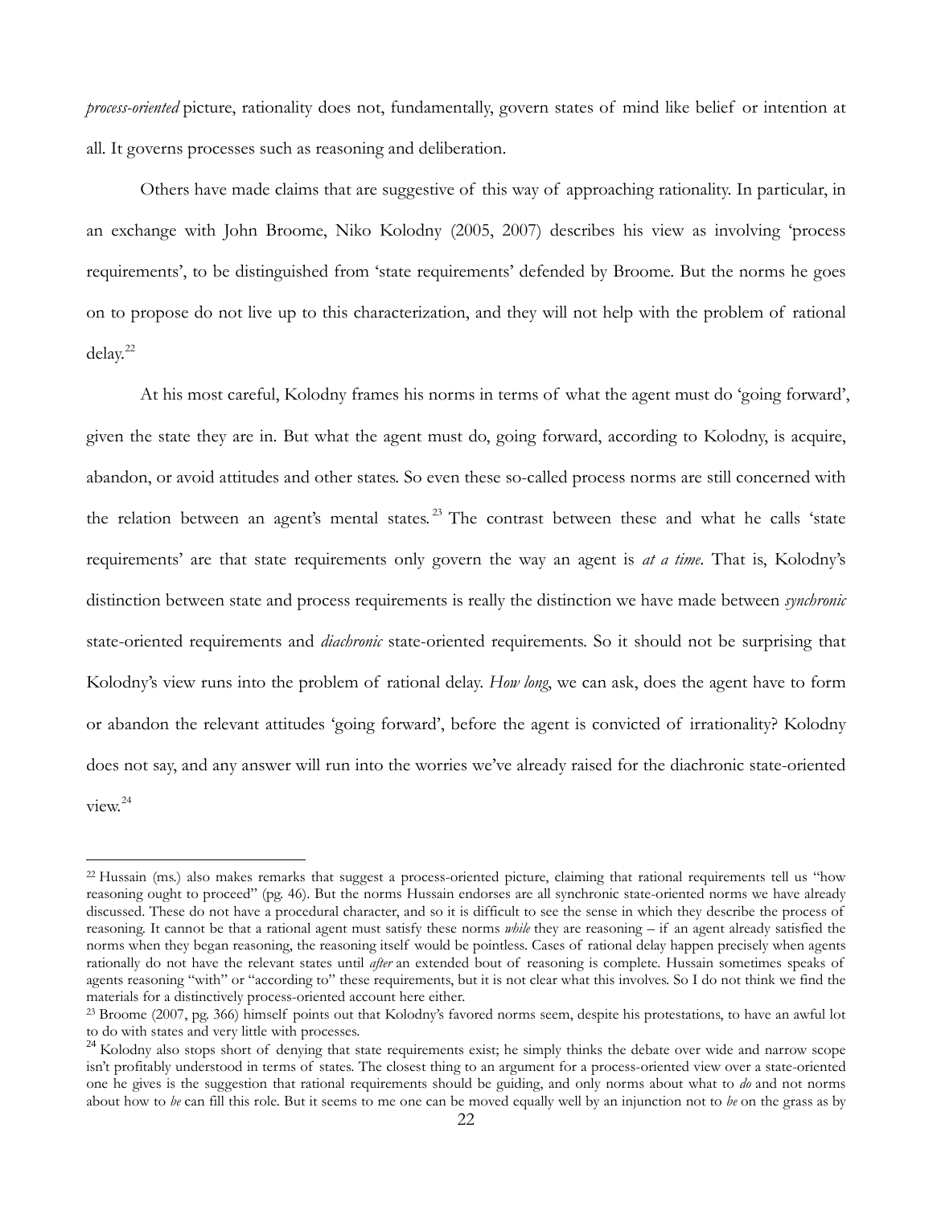*process-oriented* picture, rationality does not, fundamentally, govern states of mind like belief or intention at all. It governs processes such as reasoning and deliberation.

Others have made claims that are suggestive of this way of approaching rationality. In particular, in an exchange with John Broome, Niko Kolodny (2005, 2007) describes his view as involving 'process requirements', to be distinguished from 'state requirements' defended by Broome. But the norms he goes on to propose do not live up to this characterization, and they will not help with the problem of rational delay.[22]

At his most careful, Kolodny frames his norms in terms of what the agent must do 'going forward', given the state they are in. But what the agent must do, going forward, according to Kolodny, is acquire, abandon, or avoid attitudes and other states. So even these so-called process norms are still concerned with the relation between an agent's mental states.[23] The contrast between these and what he calls 'state requirements' are that state requirements only govern the way an agent is *at a time*. That is, Kolodny's distinction between state and process requirements is really the distinction we have made between *synchronic* state-oriented requirements and *diachronic* state-oriented requirements. So it should not be surprising that Kolodny's view runs into the problem of rational delay. *How long*, we can ask, does the agent have to form or abandon the relevant attitudes 'going forward', before the agent is convicted of irrationality? Kolodny does not say, and any answer will run into the worries we've already raised for the diachronic state-oriented view.[24]

---

[22] Hussain (ms.) also makes remarks that suggest a process-oriented picture, claiming that rational requirements tell us "how reasoning ought to proceed" (pg. 46). But the norms Hussain endorses are all synchronic state-oriented norms we have already discussed. These do not have a procedural character, and so it is difficult to see the sense in which they describe the process of reasoning. It cannot be that a rational agent must satisfy these norms *while* they are reasoning – if an agent already satisfied the norms when they began reasoning, the reasoning itself would be pointless. Cases of rational delay happen precisely when agents rationally do not have the relevant states until *after* an extended bout of reasoning is complete. Hussain sometimes speaks of agents reasoning "with" or "according to" these requirements, but it is not clear what this involves. So I do not think we find the materials for a distinctively process-oriented account here either.

[23] Broome (2007, pg. 366) himself points out that Kolodny's favored norms seem, despite his protestations, to have an awful lot to do with states and very little with processes.

[24] Kolodny also stops short of denying that state requirements exist; he simply thinks the debate over wide and narrow scope isn't profitably understood in terms of states. The closest thing to an argument for a process-oriented view over a state-oriented one he gives is the suggestion that rational requirements should be guiding, and only norms about what to *do* and not norms about how to *be* can fill this role. But it seems to me one can be moved equally well by an injunction not to *be* on the grass as by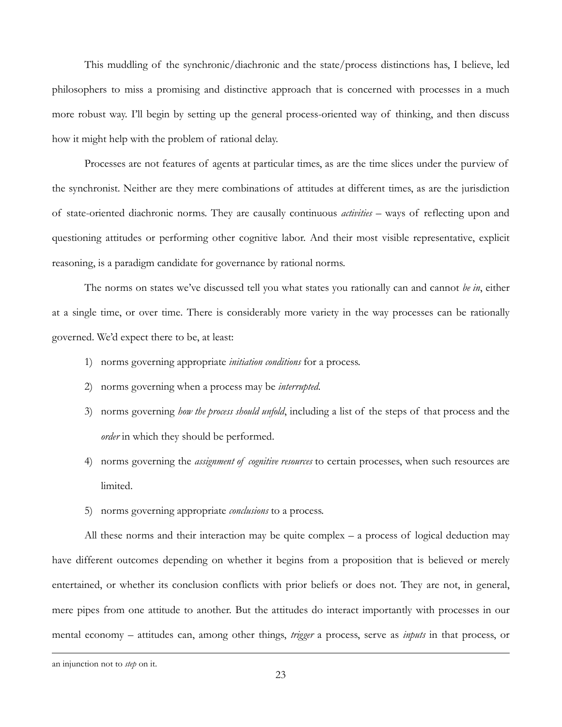This muddling of the synchronic/diachronic and the state/process distinctions has, I believe, led philosophers to miss a promising and distinctive approach that is concerned with processes in a much more robust way. I'll begin by setting up the general process-oriented way of thinking, and then discuss how it might help with the problem of rational delay.

Processes are not features of agents at particular times, as are the time slices under the purview of the synchronist. Neither are they mere combinations of attitudes at different times, as are the jurisdiction of state-oriented diachronic norms. They are causally continuous *activities* – ways of reflecting upon and questioning attitudes or performing other cognitive labor. And their most visible representative, explicit reasoning, is a paradigm candidate for governance by rational norms.

The norms on states we've discussed tell you what states you rationally can and cannot *be in*, either at a single time, or over time. There is considerably more variety in the way processes can be rationally governed. We'd expect there to be, at least:

1) norms governing appropriate *initiation conditions* for a process.
2) norms governing when a process may be *interrupted*.
3) norms governing *how the process should unfold*, including a list of the steps of that process and the *order* in which they should be performed.
4) norms governing the *assignment of cognitive resources* to certain processes, when such resources are limited.
5) norms governing appropriate *conclusions* to a process.

All these norms and their interaction may be quite complex – a process of logical deduction may have different outcomes depending on whether it begins from a proposition that is believed or merely entertained, or whether its conclusion conflicts with prior beliefs or does not. They are not, in general, mere pipes from one attitude to another. But the attitudes do interact importantly with processes in our mental economy – attitudes can, among other things, *trigger* a process, serve as *inputs* in that process, or

---

an injunction not to *step* on it.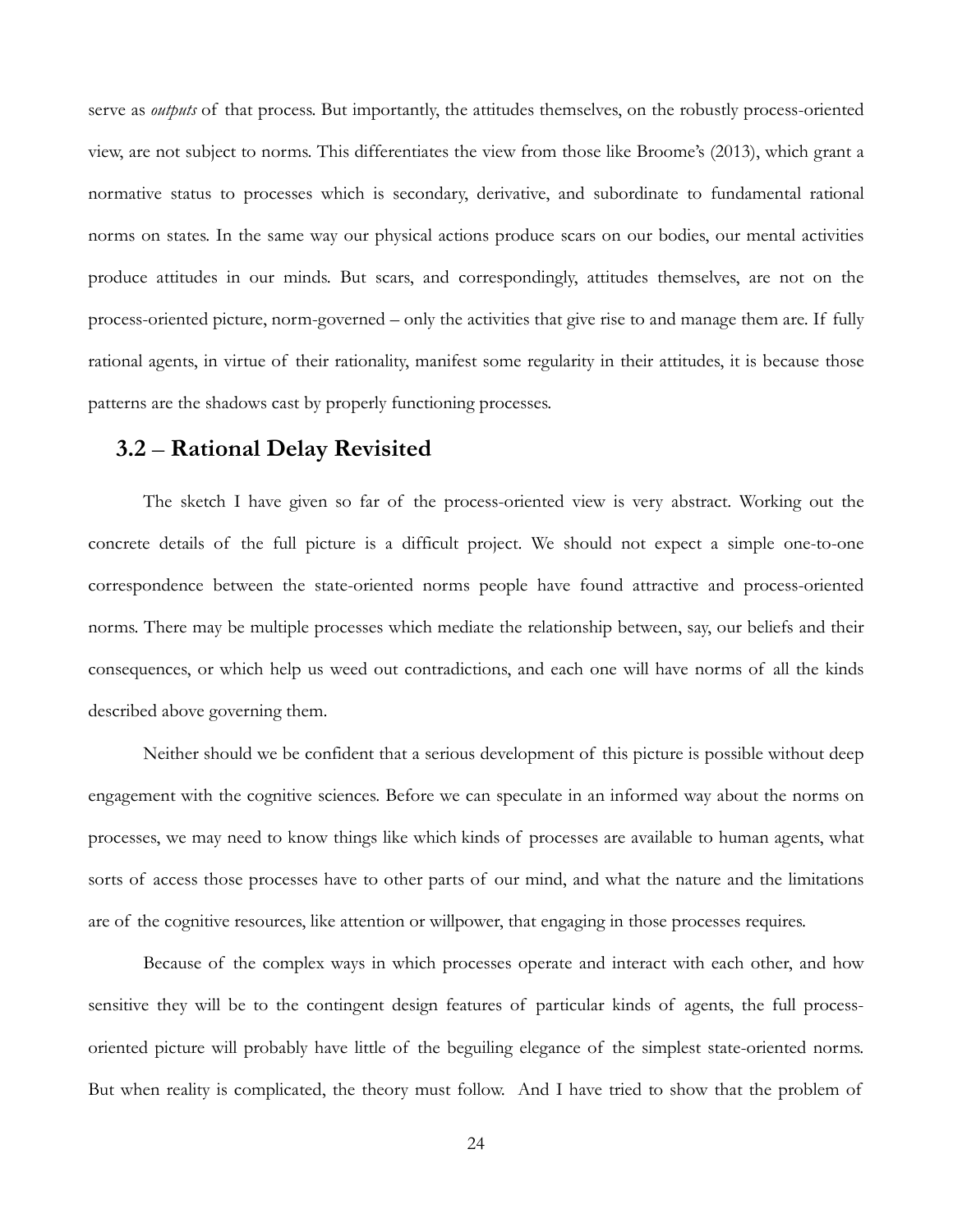serve as *outputs* of that process. But importantly, the attitudes themselves, on the robustly process-oriented view, are not subject to norms. This differentiates the view from those like Broome's (2013), which grant a normative status to processes which is secondary, derivative, and subordinate to fundamental rational norms on states. In the same way our physical actions produce scars on our bodies, our mental activities produce attitudes in our minds. But scars, and correspondingly, attitudes themselves, are not on the process-oriented picture, norm-governed – only the activities that give rise to and manage them are. If fully rational agents, in virtue of their rationality, manifest some regularity in their attitudes, it is because those patterns are the shadows cast by properly functioning processes.

## 3.2 – Rational Delay Revisited

The sketch I have given so far of the process-oriented view is very abstract. Working out the concrete details of the full picture is a difficult project. We should not expect a simple one-to-one correspondence between the state-oriented norms people have found attractive and process-oriented norms. There may be multiple processes which mediate the relationship between, say, our beliefs and their consequences, or which help us weed out contradictions, and each one will have norms of all the kinds described above governing them.

Neither should we be confident that a serious development of this picture is possible without deep engagement with the cognitive sciences. Before we can speculate in an informed way about the norms on processes, we may need to know things like which kinds of processes are available to human agents, what sorts of access those processes have to other parts of our mind, and what the nature and the limitations are of the cognitive resources, like attention or willpower, that engaging in those processes requires.

Because of the complex ways in which processes operate and interact with each other, and how sensitive they will be to the contingent design features of particular kinds of agents, the full process-oriented picture will probably have little of the beguiling elegance of the simplest state-oriented norms. But when reality is complicated, the theory must follow. And I have tried to show that the problem of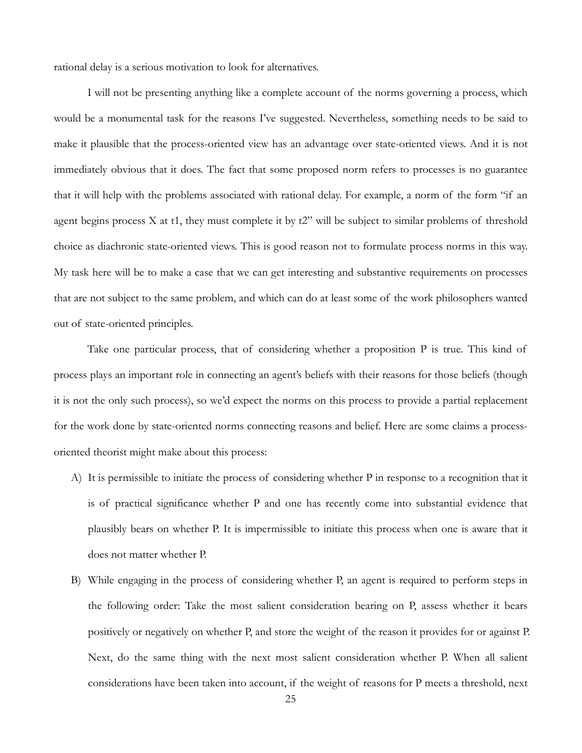rational delay is a serious motivation to look for alternatives.

I will not be presenting anything like a complete account of the norms governing a process, which would be a monumental task for the reasons I've suggested. Nevertheless, something needs to be said to make it plausible that the process-oriented view has an advantage over state-oriented views. And it is not immediately obvious that it does. The fact that some proposed norm refers to processes is no guarantee that it will help with the problems associated with rational delay. For example, a norm of the form "if an agent begins process X at t1, they must complete it by t2" will be subject to similar problems of threshold choice as diachronic state-oriented views. This is good reason not to formulate process norms in this way. My task here will be to make a case that we can get interesting and substantive requirements on processes that are not subject to the same problem, and which can do at least some of the work philosophers wanted out of state-oriented principles.

Take one particular process, that of considering whether a proposition P is true. This kind of process plays an important role in connecting an agent's beliefs with their reasons for those beliefs (though it is not the only such process), so we'd expect the norms on this process to provide a partial replacement for the work done by state-oriented norms connecting reasons and belief. Here are some claims a process-oriented theorist might make about this process:

A) It is permissible to initiate the process of considering whether P in response to a recognition that it is of practical significance whether P and one has recently come into substantial evidence that plausibly bears on whether P. It is impermissible to initiate this process when one is aware that it does not matter whether P.

B) While engaging in the process of considering whether P, an agent is required to perform steps in the following order: Take the most salient consideration bearing on P, assess whether it bears positively or negatively on whether P, and store the weight of the reason it provides for or against P. Next, do the same thing with the next most salient consideration whether P. When all salient considerations have been taken into account, if the weight of reasons for P meets a threshold, next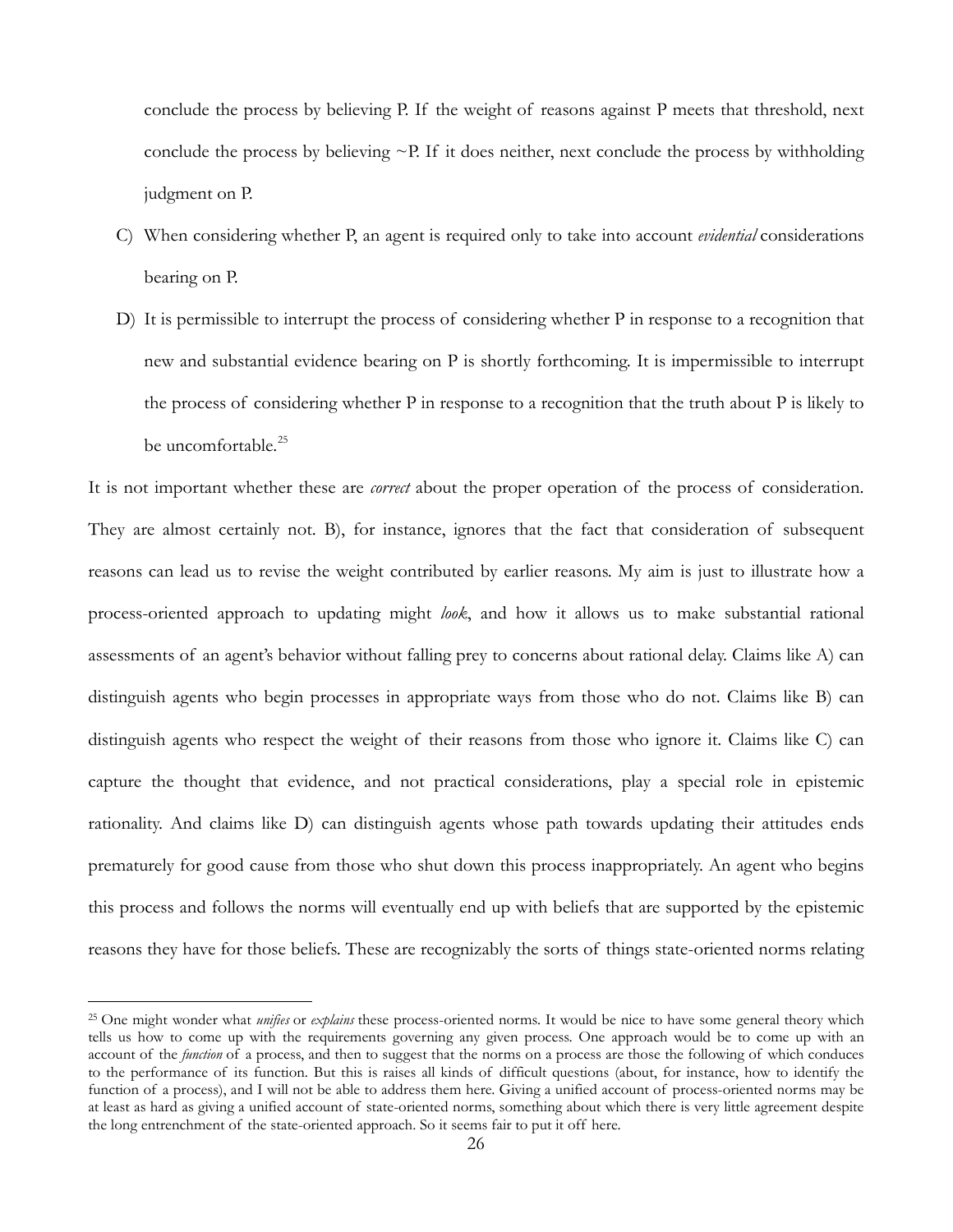conclude the process by believing P. If the weight of reasons against P meets that threshold, next conclude the process by believing ~P. If it does neither, next conclude the process by withholding judgment on P.

C) When considering whether P, an agent is required only to take into account *evidential* considerations bearing on P.

D) It is permissible to interrupt the process of considering whether P in response to a recognition that new and substantial evidence bearing on P is shortly forthcoming. It is impermissible to interrupt the process of considering whether P in response to a recognition that the truth about P is likely to be uncomfortable.[25]

It is not important whether these are *correct* about the proper operation of the process of consideration. They are almost certainly not. B), for instance, ignores that the fact that consideration of subsequent reasons can lead us to revise the weight contributed by earlier reasons. My aim is just to illustrate how a process-oriented approach to updating might *look*, and how it allows us to make substantial rational assessments of an agent's behavior without falling prey to concerns about rational delay. Claims like A) can distinguish agents who begin processes in appropriate ways from those who do not. Claims like B) can distinguish agents who respect the weight of their reasons from those who ignore it. Claims like C) can capture the thought that evidence, and not practical considerations, play a special role in epistemic rationality. And claims like D) can distinguish agents whose path towards updating their attitudes ends prematurely for good cause from those who shut down this process inappropriately. An agent who begins this process and follows the norms will eventually end up with beliefs that are supported by the epistemic reasons they have for those beliefs. These are recognizably the sorts of things state-oriented norms relating

---

[25] One might wonder what *unifies* or *explains* these process-oriented norms. It would be nice to have some general theory which tells us how to come up with the requirements governing any given process. One approach would be to come up with an account of the *function* of a process, and then to suggest that the norms on a process are those the following of which conduces to the performance of its function. But this is raises all kinds of difficult questions (about, for instance, how to identify the function of a process), and I will not be able to address them here. Giving a unified account of process-oriented norms may be at least as hard as giving a unified account of state-oriented norms, something about which there is very little agreement despite the long entrenchment of the state-oriented approach. So it seems fair to put it off here.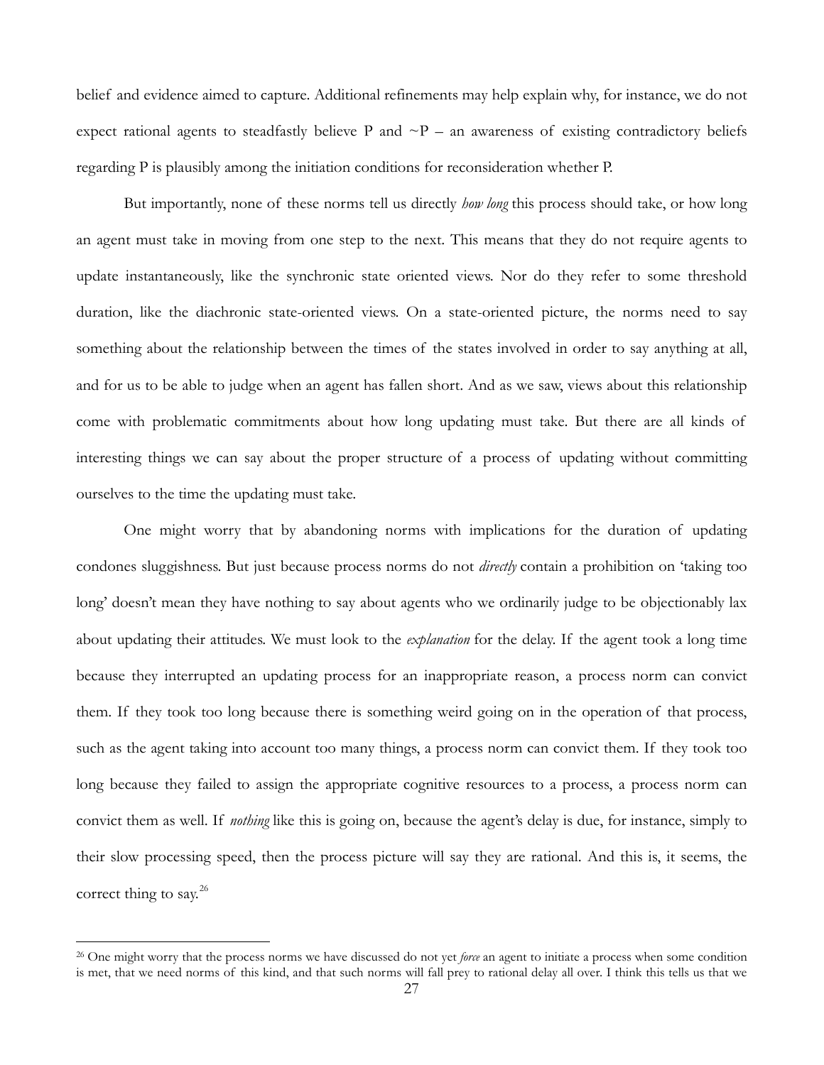belief and evidence aimed to capture. Additional refinements may help explain why, for instance, we do not expect rational agents to steadfastly believe P and ~P – an awareness of existing contradictory beliefs regarding P is plausibly among the initiation conditions for reconsideration whether P.

But importantly, none of these norms tell us directly *how long* this process should take, or how long an agent must take in moving from one step to the next. This means that they do not require agents to update instantaneously, like the synchronic state oriented views. Nor do they refer to some threshold duration, like the diachronic state-oriented views. On a state-oriented picture, the norms need to say something about the relationship between the times of the states involved in order to say anything at all, and for us to be able to judge when an agent has fallen short. And as we saw, views about this relationship come with problematic commitments about how long updating must take. But there are all kinds of interesting things we can say about the proper structure of a process of updating without committing ourselves to the time the updating must take.

One might worry that by abandoning norms with implications for the duration of updating condones sluggishness. But just because process norms do not *directly* contain a prohibition on 'taking too long' doesn't mean they have nothing to say about agents who we ordinarily judge to be objectionably lax about updating their attitudes. We must look to the *explanation* for the delay. If the agent took a long time because they interrupted an updating process for an inappropriate reason, a process norm can convict them. If they took too long because there is something weird going on in the operation of that process, such as the agent taking into account too many things, a process norm can convict them. If they took too long because they failed to assign the appropriate cognitive resources to a process, a process norm can convict them as well. If *nothing* like this is going on, because the agent's delay is due, for instance, simply to their slow processing speed, then the process picture will say they are rational. And this is, it seems, the correct thing to say.[26]

---

[26] One might worry that the process norms we have discussed do not yet *force* an agent to initiate a process when some condition is met, that we need norms of this kind, and that such norms will fall prey to rational delay all over. I think this tells us that we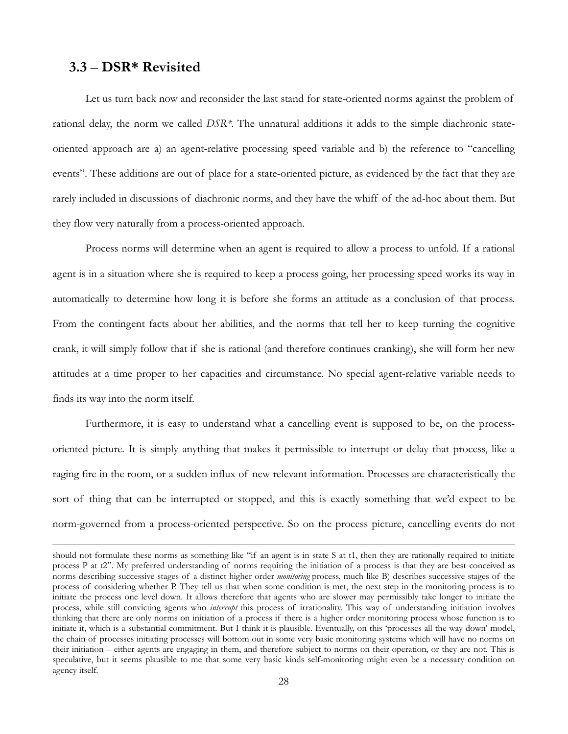## 3.3 – DSR* Revisited

Let us turn back now and reconsider the last stand for state-oriented norms against the problem of rational delay, the norm we called *DSR**. The unnatural additions it adds to the simple diachronic state-oriented approach are a) an agent-relative processing speed variable and b) the reference to "cancelling events". These additions are out of place for a state-oriented picture, as evidenced by the fact that they are rarely included in discussions of diachronic norms, and they have the whiff of the ad-hoc about them. But they flow very naturally from a process-oriented approach.

Process norms will determine when an agent is required to allow a process to unfold. If a rational agent is in a situation where she is required to keep a process going, her processing speed works its way in automatically to determine how long it is before she forms an attitude as a conclusion of that process. From the contingent facts about her abilities, and the norms that tell her to keep turning the cognitive crank, it will simply follow that if she is rational (and therefore continues cranking), she will form her new attitudes at a time proper to her capacities and circumstance. No special agent-relative variable needs to finds its way into the norm itself.

Furthermore, it is easy to understand what a cancelling event is supposed to be, on the process-oriented picture. It is simply anything that makes it permissible to interrupt or delay that process, like a raging fire in the room, or a sudden influx of new relevant information. Processes are characteristically the sort of thing that can be interrupted or stopped, and this is exactly something that we'd expect to be norm-governed from a process-oriented perspective. So on the process picture, cancelling events do not

---

should not formulate these norms as something like "if an agent is in state S at t1, then they are rationally required to initiate process P at t2". My preferred understanding of norms requiring the initiation of a process is that they are best conceived as norms describing successive stages of a distinct higher order *monitoring* process, much like B) describes successive stages of the process of considering whether P. They tell us that when some condition is met, the next step in the monitoring process is to initiate the process one level down. It allows therefore that agents who are slower may permissibly take longer to initiate the process, while still convicting agents who *interrupt* this process of irrationality. This way of understanding initiation involves thinking that there are only norms on initiation of a process if there is a higher order monitoring process whose function is to initiate it, which is a substantial commitment. But I think it is plausible. Eventually, on this 'processes all the way down' model, the chain of processes initiating processes will bottom out in some very basic monitoring systems which will have no norms on their initiation – either agents are engaging in them, and therefore subject to norms on their operation, or they are not. This is speculative, but it seems plausible to me that some very basic kinds self-monitoring might even be a necessary condition on agency itself.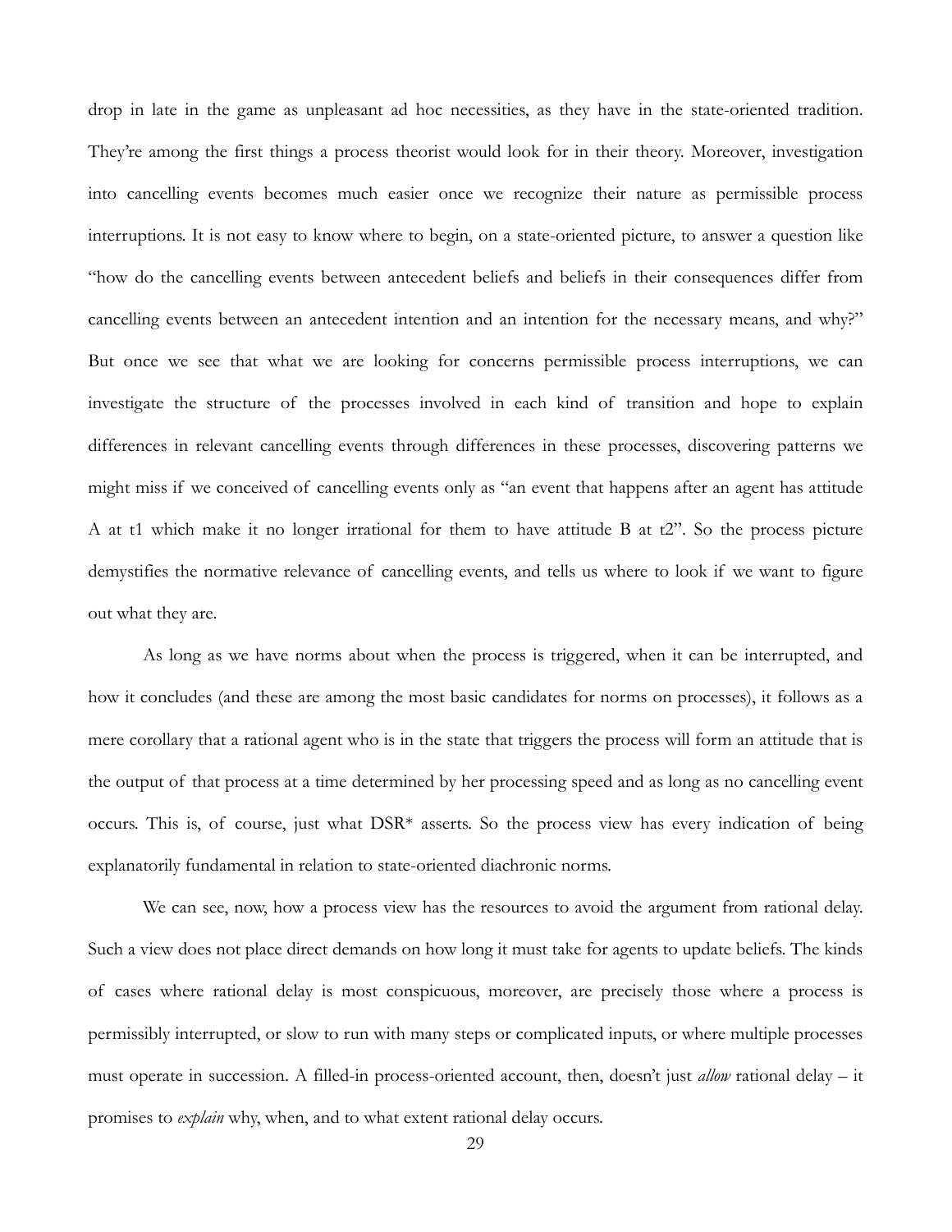drop in late in the game as unpleasant ad hoc necessities, as they have in the state-oriented tradition. They're among the first things a process theorist would look for in their theory. Moreover, investigation into cancelling events becomes much easier once we recognize their nature as permissible process interruptions. It is not easy to know where to begin, on a state-oriented picture, to answer a question like "how do the cancelling events between antecedent beliefs and beliefs in their consequences differ from cancelling events between an antecedent intention and an intention for the necessary means, and why?" But once we see that what we are looking for concerns permissible process interruptions, we can investigate the structure of the processes involved in each kind of transition and hope to explain differences in relevant cancelling events through differences in these processes, discovering patterns we might miss if we conceived of cancelling events only as "an event that happens after an agent has attitude A at t1 which make it no longer irrational for them to have attitude B at t2". So the process picture demystifies the normative relevance of cancelling events, and tells us where to look if we want to figure out what they are.

As long as we have norms about when the process is triggered, when it can be interrupted, and how it concludes (and these are among the most basic candidates for norms on processes), it follows as a mere corollary that a rational agent who is in the state that triggers the process will form an attitude that is the output of that process at a time determined by her processing speed and as long as no cancelling event occurs. This is, of course, just what DSR* asserts. So the process view has every indication of being explanatorily fundamental in relation to state-oriented diachronic norms.

We can see, now, how a process view has the resources to avoid the argument from rational delay. Such a view does not place direct demands on how long it must take for agents to update beliefs. The kinds of cases where rational delay is most conspicuous, moreover, are precisely those where a process is permissibly interrupted, or slow to run with many steps or complicated inputs, or where multiple processes must operate in succession. A filled-in process-oriented account, then, doesn't just *allow* rational delay – it promises to *explain* why, when, and to what extent rational delay occurs.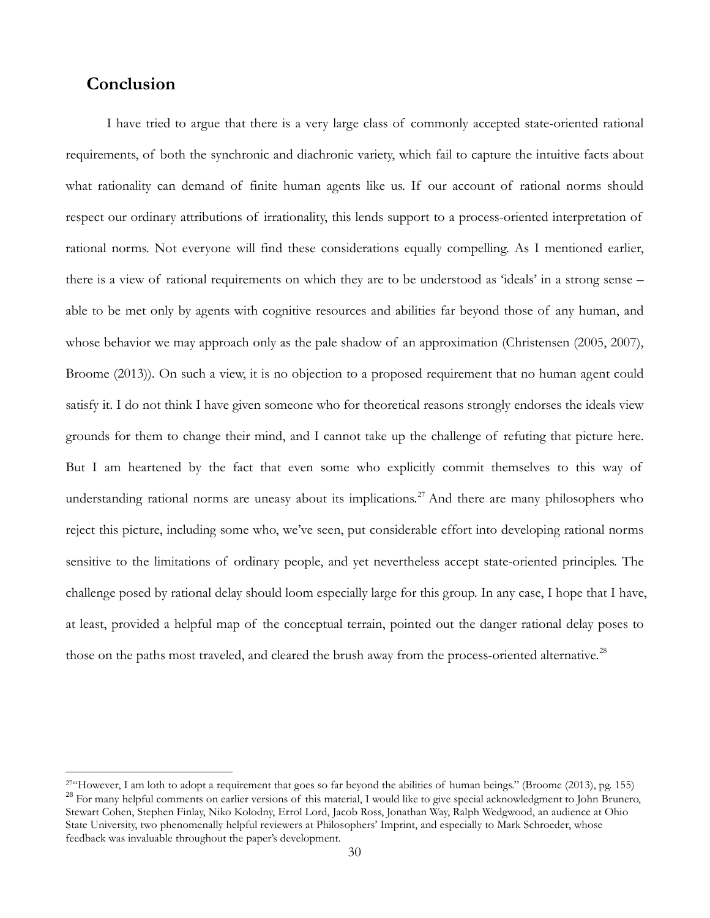## Conclusion

I have tried to argue that there is a very large class of commonly accepted state-oriented rational requirements, of both the synchronic and diachronic variety, which fail to capture the intuitive facts about what rationality can demand of finite human agents like us. If our account of rational norms should respect our ordinary attributions of irrationality, this lends support to a process-oriented interpretation of rational norms. Not everyone will find these considerations equally compelling. As I mentioned earlier, there is a view of rational requirements on which they are to be understood as 'ideals' in a strong sense – able to be met only by agents with cognitive resources and abilities far beyond those of any human, and whose behavior we may approach only as the pale shadow of an approximation (Christensen (2005, 2007), Broome (2013)). On such a view, it is no objection to a proposed requirement that no human agent could satisfy it. I do not think I have given someone who for theoretical reasons strongly endorses the ideals view grounds for them to change their mind, and I cannot take up the challenge of refuting that picture here. But I am heartened by the fact that even some who explicitly commit themselves to this way of understanding rational norms are uneasy about its implications.[27] And there are many philosophers who reject this picture, including some who, we've seen, put considerable effort into developing rational norms sensitive to the limitations of ordinary people, and yet nevertheless accept state-oriented principles. The challenge posed by rational delay should loom especially large for this group. In any case, I hope that I have, at least, provided a helpful map of the conceptual terrain, pointed out the danger rational delay poses to those on the paths most traveled, and cleared the brush away from the process-oriented alternative.[28]

---

[27] "However, I am loth to adopt a requirement that goes so far beyond the abilities of human beings." (Broome (2013), pg. 155)

[28] For many helpful comments on earlier versions of this material, I would like to give special acknowledgment to John Brunero, Stewart Cohen, Stephen Finlay, Niko Kolodny, Errol Lord, Jacob Ross, Jonathan Way, Ralph Wedgwood, an audience at Ohio State University, two phenomenally helpful reviewers at Philosophers' Imprint, and especially to Mark Schroeder, whose feedback was invaluable throughout the paper's development.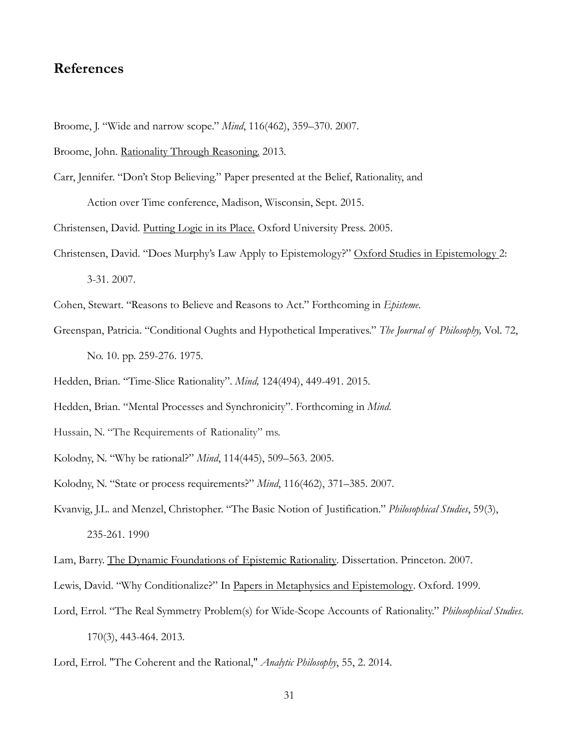## References

Broome, J. "Wide and narrow scope." *Mind*, 116(462), 359–370. 2007.

Broome, John. Rationality Through Reasoning. 2013.

Carr, Jennifer. "Don't Stop Believing." Paper presented at the Belief, Rationality, and Action over Time conference, Madison, Wisconsin, Sept. 2015.

Christensen, David. Putting Logic in its Place. Oxford University Press. 2005.

Christensen, David. "Does Murphy's Law Apply to Epistemology?" Oxford Studies in Epistemology 2: 3-31. 2007.

Cohen, Stewart. "Reasons to Believe and Reasons to Act." Forthcoming in *Episteme*.

Greenspan, Patricia. "Conditional Oughts and Hypothetical Imperatives." *The Journal of Philosophy,* Vol. 72, No. 10. pp. 259-276. 1975.

Hedden, Brian. "Time-Slice Rationality". *Mind,* 124(494), 449-491. 2015.

Hedden, Brian. "Mental Processes and Synchronicity". Forthcoming in *Mind*.

Hussain, N. "The Requirements of Rationality" ms.

Kolodny, N. "Why be rational?" *Mind*, 114(445), 509–563. 2005.

Kolodny, N. "State or process requirements?" *Mind*, 116(462), 371–385. 2007.

Kvanvig, J.L. and Menzel, Christopher. "The Basic Notion of Justification." *Philosophical Studies*, 59(3), 235-261. 1990

Lam, Barry. The Dynamic Foundations of Epistemic Rationality. Dissertation. Princeton. 2007.

Lewis, David. "Why Conditionalize?" In Papers in Metaphysics and Epistemology. Oxford. 1999.

Lord, Errol. "The Real Symmetry Problem(s) for Wide-Scope Accounts of Rationality." *Philosophical Studies*. 170(3), 443-464. 2013.

Lord, Errol. "The Coherent and the Rational," *Analytic Philosophy*, 55, 2. 2014.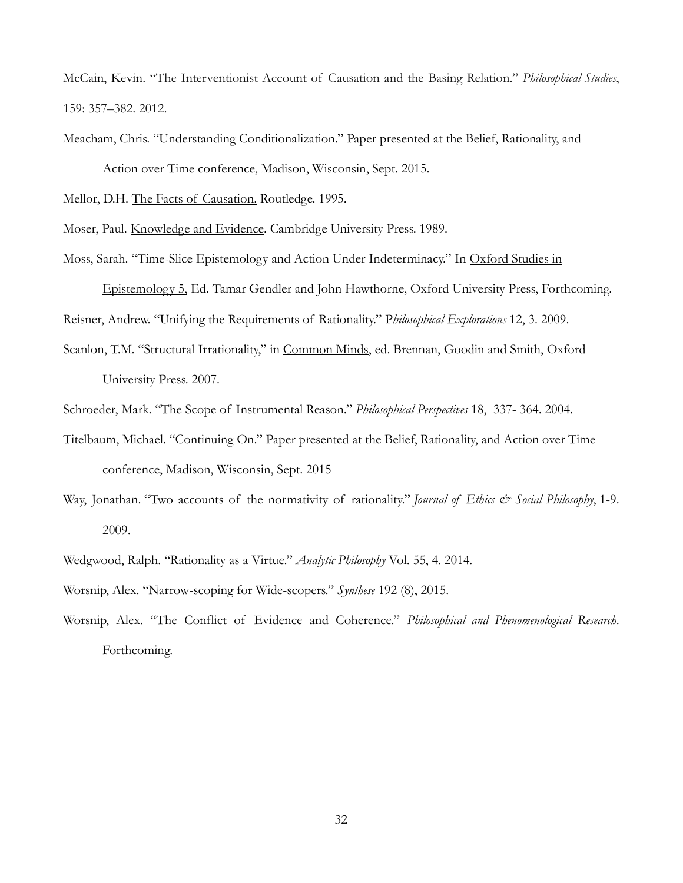McCain, Kevin. "The Interventionist Account of Causation and the Basing Relation." *Philosophical Studies*, 159: 357–382. 2012.

Meacham, Chris. "Understanding Conditionalization." Paper presented at the Belief, Rationality, and Action over Time conference, Madison, Wisconsin, Sept. 2015.

Mellor, D.H. The Facts of Causation. Routledge. 1995.

Moser, Paul. Knowledge and Evidence. Cambridge University Press. 1989.

Moss, Sarah. "Time-Slice Epistemology and Action Under Indeterminacy." In Oxford Studies in Epistemology 5, Ed. Tamar Gendler and John Hawthorne, Oxford University Press, Forthcoming.

Reisner, Andrew. "Unifying the Requirements of Rationality." P*hilosophical Explorations* 12, 3. 2009.

Scanlon, T.M. "Structural Irrationality," in Common Minds, ed. Brennan, Goodin and Smith, Oxford University Press. 2007.

Schroeder, Mark. "The Scope of Instrumental Reason." *Philosophical Perspectives* 18, 337- 364. 2004.

Titelbaum, Michael. "Continuing On." Paper presented at the Belief, Rationality, and Action over Time conference, Madison, Wisconsin, Sept. 2015

Way, Jonathan. "Two accounts of the normativity of rationality." *Journal of Ethics & Social Philosophy*, 1-9. 2009.

Wedgwood, Ralph. "Rationality as a Virtue." *Analytic Philosophy* Vol. 55, 4. 2014.

Worsnip, Alex. "Narrow-scoping for Wide-scopers." *Synthese* 192 (8), 2015.

Worsnip, Alex. "The Conflict of Evidence and Coherence." *Philosophical and Phenomenological Research*. Forthcoming.